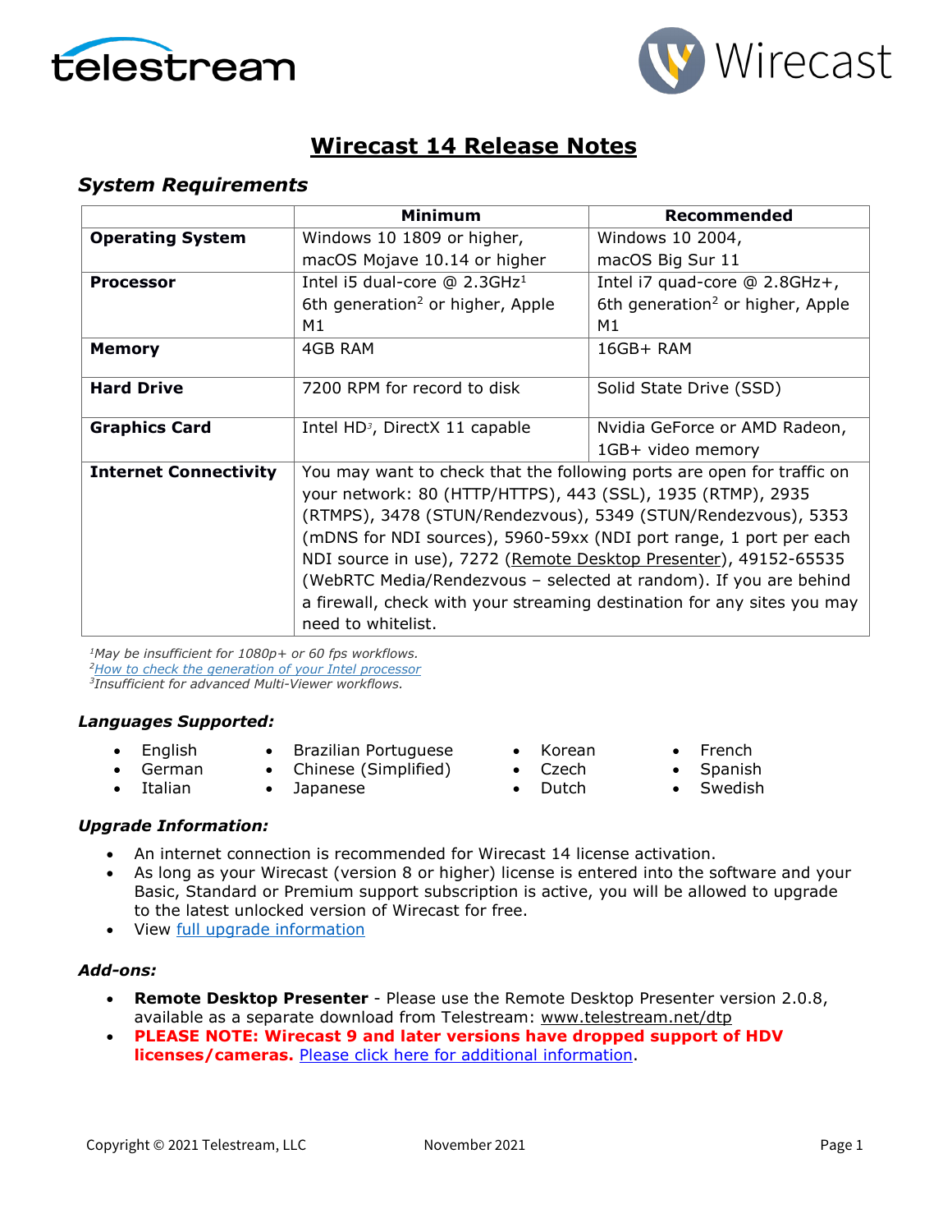# Wirecast 14 Release Notes

## System Requirements

| | Minimum | Recommended |
|---|---|---|
| **Operating System** | Windows 10 1809 or higher, macOS Mojave 10.14 or higher | Windows 10 2004, macOS Big Sur 11 |
| **Processor** | Intel i5 dual-core @ 2.3GHz[1] 6th generation[2] or higher, Apple M1 | Intel i7 quad-core @ 2.8GHz+, 6th generation[2] or higher, Apple M1 |
| **Memory** | 4GB RAM | 16GB+ RAM |
| **Hard Drive** | 7200 RPM for record to disk | Solid State Drive (SSD) |
| **Graphics Card** | Intel HD[3], DirectX 11 capable | Nvidia GeForce or AMD Radeon, 1GB+ video memory |
| **Internet Connectivity** | You may want to check that the following ports are open for traffic on your network: 80 (HTTP/HTTPS), 443 (SSL), 1935 (RTMP), 2935 (RTMPS), 3478 (STUN/Rendezvous), 5349 (STUN/Rendezvous), 5353 (mDNS for NDI sources), 5960-59xx (NDI port range, 1 port per each NDI source in use), 7272 (Remote Desktop Presenter), 49152-65535 (WebRTC Media/Rendezvous – selected at random). If you are behind a firewall, check with your streaming destination for any sites you may need to whitelist. | |

*[1]May be insufficient for 1080p+ or 60 fps workflows.*
*[2]How to check the generation of your Intel processor*
*[3]Insufficient for advanced Multi-Viewer workflows.*

### Languages Supported:

- English
- German
- Italian
- Brazilian Portuguese
- Chinese (Simplified)
- Japanese
- Korean
- Czech
- Dutch
- French
- Spanish
- Swedish

### Upgrade Information:

- An internet connection is recommended for Wirecast 14 license activation.
- As long as your Wirecast (version 8 or higher) license is entered into the software and your Basic, Standard or Premium support subscription is active, you will be allowed to upgrade to the latest unlocked version of Wirecast for free.
- View full upgrade information

### Add-ons:

- **Remote Desktop Presenter** - Please use the Remote Desktop Presenter version 2.0.8, available as a separate download from Telestream: www.telestream.net/dtp
- **PLEASE NOTE: Wirecast 9 and later versions have dropped support of HDV licenses/cameras.** Please click here for additional information.

Copyright © 2021 Telestream, LLC November 2021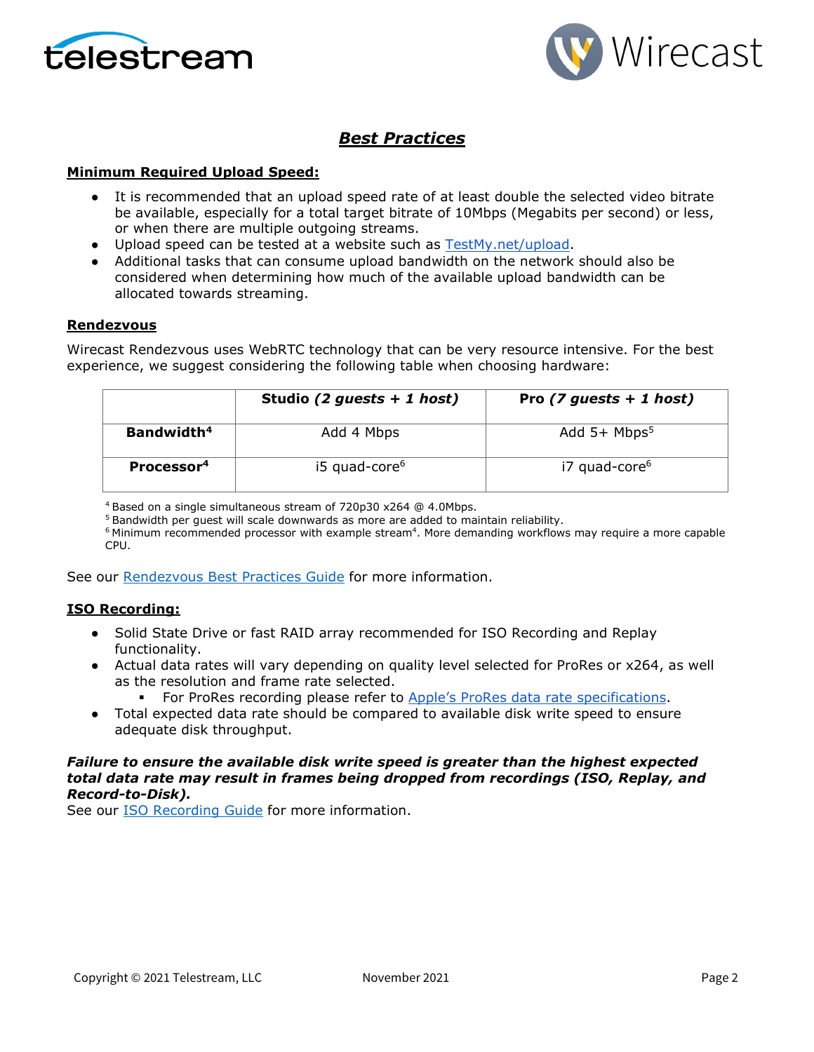# *Best Practices*

## Minimum Required Upload Speed:

- It is recommended that an upload speed rate of at least double the selected video bitrate be available, especially for a total target bitrate of 10Mbps (Megabits per second) or less, or when there are multiple outgoing streams.
- Upload speed can be tested at a website such as TestMy.net/upload.
- Additional tasks that can consume upload bandwidth on the network should also be considered when determining how much of the available upload bandwidth can be allocated towards streaming.

## Rendezvous

Wirecast Rendezvous uses WebRTC technology that can be very resource intensive. For the best experience, we suggest considering the following table when choosing hardware:

| | **Studio *(2 guests + 1 host)*** | **Pro *(7 guests + 1 host)*** |
|---|---|---|
| **Bandwidth[4]** | Add 4 Mbps | Add 5+ Mbps[5] |
| **Processor[4]** | i5 quad-core[6] | i7 quad-core[6] |

[4] Based on a single simultaneous stream of 720p30 x264 @ 4.0Mbps.
[5] Bandwidth per guest will scale downwards as more are added to maintain reliability.
[6] Minimum recommended processor with example stream[4]. More demanding workflows may require a more capable CPU.

See our Rendezvous Best Practices Guide for more information.

## ISO Recording:

- Solid State Drive or fast RAID array recommended for ISO Recording and Replay functionality.
- Actual data rates will vary depending on quality level selected for ProRes or x264, as well as the resolution and frame rate selected.
  - For ProRes recording please refer to Apple's ProRes data rate specifications.
- Total expected data rate should be compared to available disk write speed to ensure adequate disk throughput.

***Failure to ensure the available disk write speed is greater than the highest expected total data rate may result in frames being dropped from recordings (ISO, Replay, and Record-to-Disk).***
See our ISO Recording Guide for more information.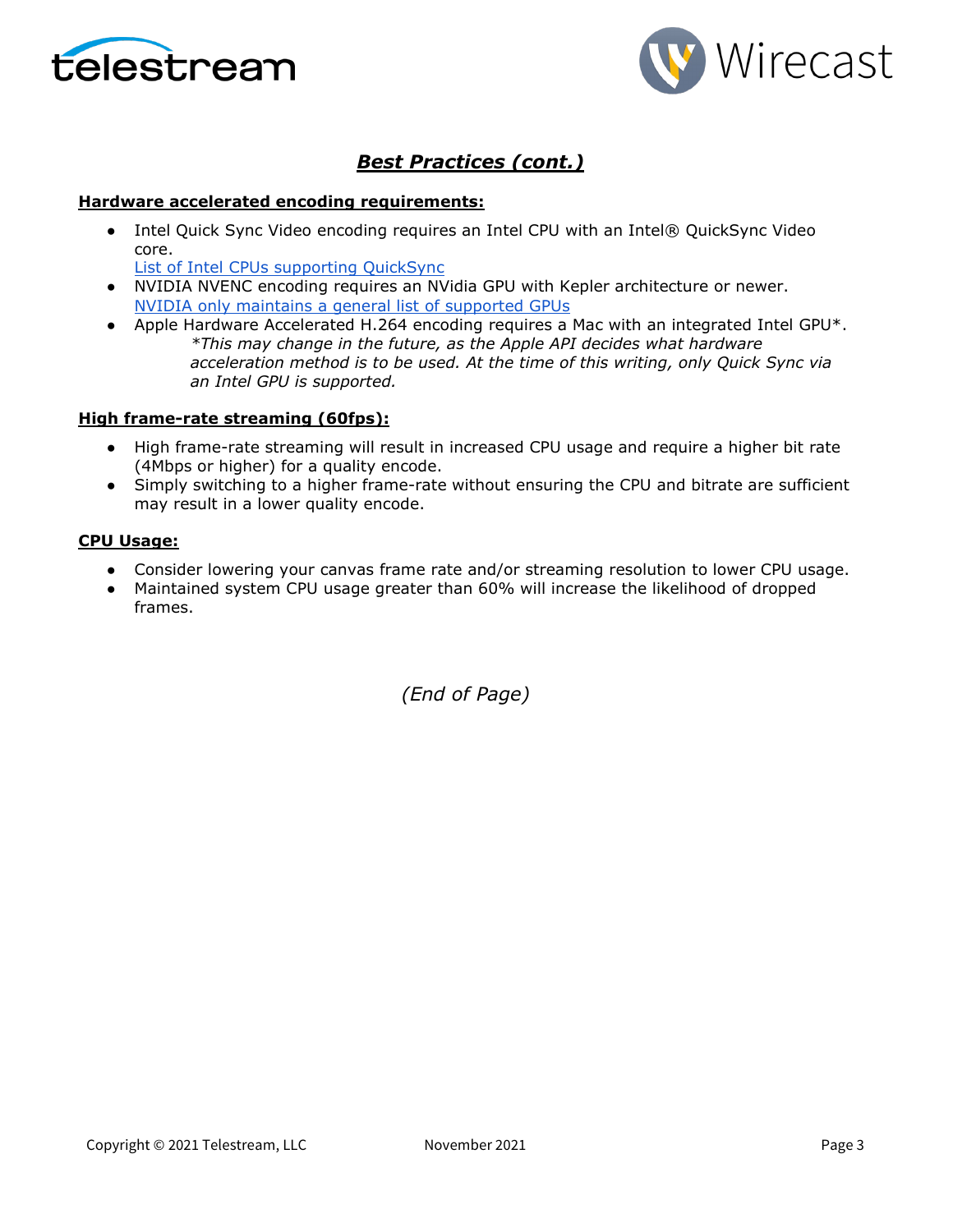## *Best Practices (cont.)*

**Hardware accelerated encoding requirements:**

- Intel Quick Sync Video encoding requires an Intel CPU with an Intel® QuickSync Video core.
  List of Intel CPUs supporting QuickSync
- NVIDIA NVENC encoding requires an NVidia GPU with Kepler architecture or newer.
  NVIDIA only maintains a general list of supported GPUs
- Apple Hardware Accelerated H.264 encoding requires a Mac with an integrated Intel GPU*.
  *\*This may change in the future, as the Apple API decides what hardware acceleration method is to be used. At the time of this writing, only Quick Sync via an Intel GPU is supported.*

**High frame-rate streaming (60fps):**

- High frame-rate streaming will result in increased CPU usage and require a higher bit rate (4Mbps or higher) for a quality encode.
- Simply switching to a higher frame-rate without ensuring the CPU and bitrate are sufficient may result in a lower quality encode.

**CPU Usage:**

- Consider lowering your canvas frame rate and/or streaming resolution to lower CPU usage.
- Maintained system CPU usage greater than 60% will increase the likelihood of dropped frames.

*(End of Page)*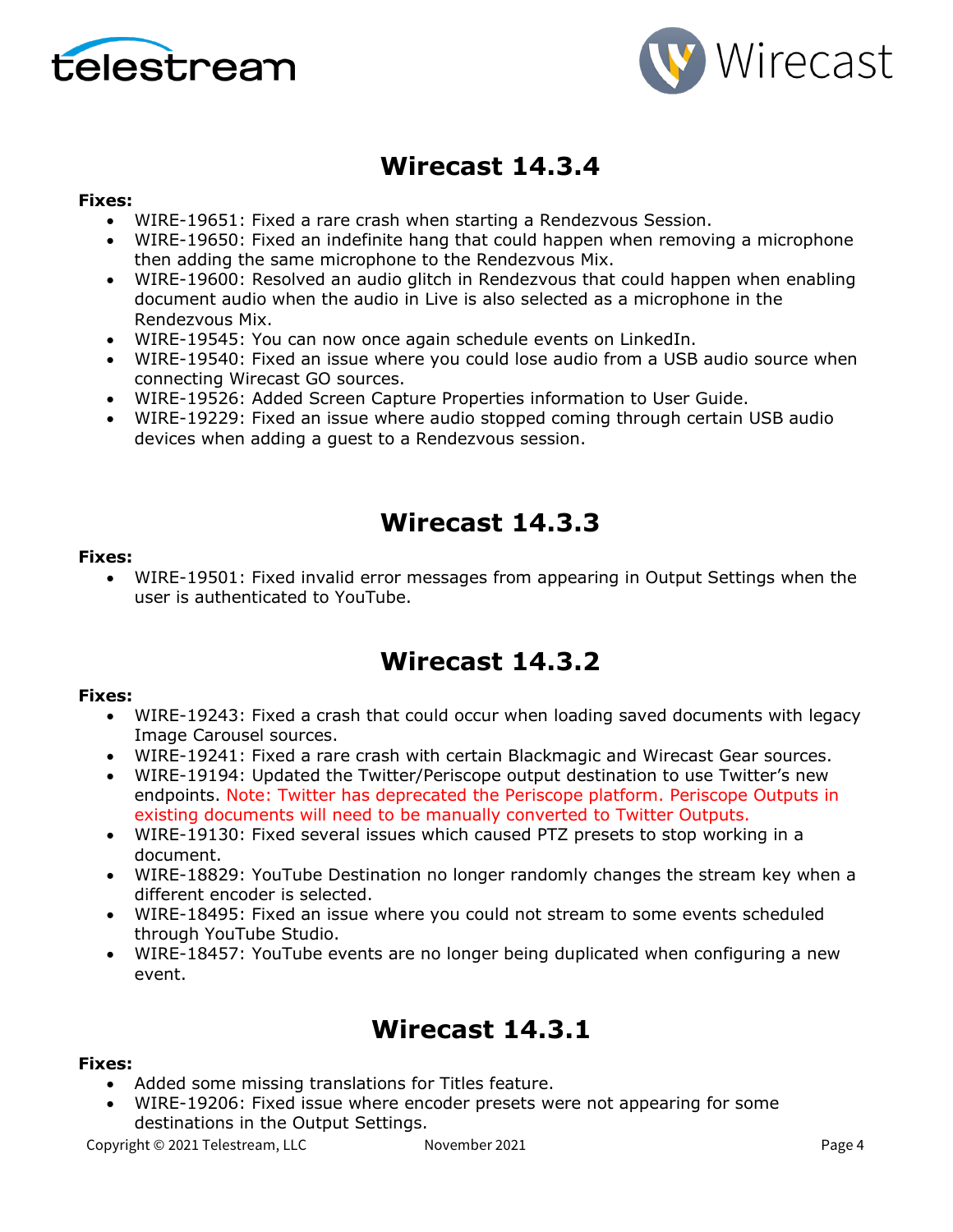# Wirecast 14.3.4

**Fixes:**

- WIRE-19651: Fixed a rare crash when starting a Rendezvous Session.
- WIRE-19650: Fixed an indefinite hang that could happen when removing a microphone then adding the same microphone to the Rendezvous Mix.
- WIRE-19600: Resolved an audio glitch in Rendezvous that could happen when enabling document audio when the audio in Live is also selected as a microphone in the Rendezvous Mix.
- WIRE-19545: You can now once again schedule events on LinkedIn.
- WIRE-19540: Fixed an issue where you could lose audio from a USB audio source when connecting Wirecast GO sources.
- WIRE-19526: Added Screen Capture Properties information to User Guide.
- WIRE-19229: Fixed an issue where audio stopped coming through certain USB audio devices when adding a guest to a Rendezvous session.

# Wirecast 14.3.3

**Fixes:**

- WIRE-19501: Fixed invalid error messages from appearing in Output Settings when the user is authenticated to YouTube.

# Wirecast 14.3.2

**Fixes:**

- WIRE-19243: Fixed a crash that could occur when loading saved documents with legacy Image Carousel sources.
- WIRE-19241: Fixed a rare crash with certain Blackmagic and Wirecast Gear sources.
- WIRE-19194: Updated the Twitter/Periscope output destination to use Twitter's new endpoints. Note: Twitter has deprecated the Periscope platform. Periscope Outputs in existing documents will need to be manually converted to Twitter Outputs.
- WIRE-19130: Fixed several issues which caused PTZ presets to stop working in a document.
- WIRE-18829: YouTube Destination no longer randomly changes the stream key when a different encoder is selected.
- WIRE-18495: Fixed an issue where you could not stream to some events scheduled through YouTube Studio.
- WIRE-18457: YouTube events are no longer being duplicated when configuring a new event.

# Wirecast 14.3.1

**Fixes:**

- Added some missing translations for Titles feature.
- WIRE-19206: Fixed issue where encoder presets were not appearing for some destinations in the Output Settings.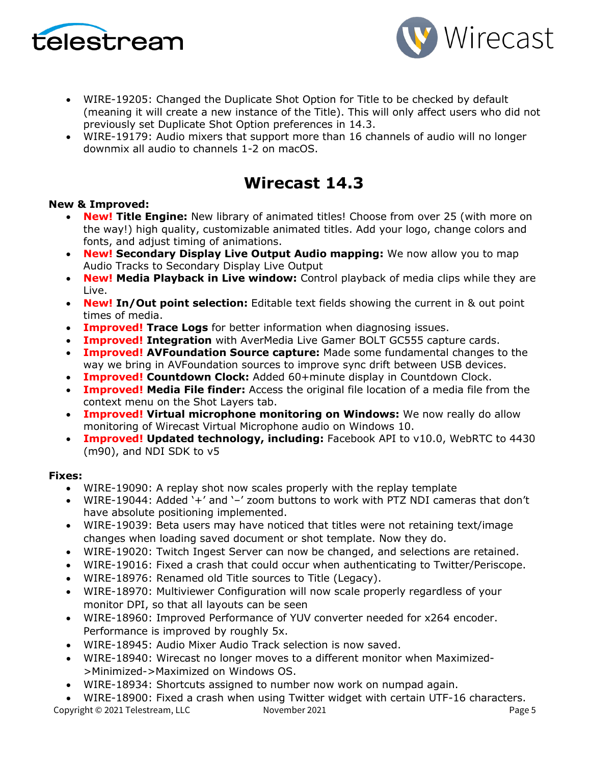- WIRE-19205: Changed the Duplicate Shot Option for Title to be checked by default (meaning it will create a new instance of the Title). This will only affect users who did not previously set Duplicate Shot Option preferences in 14.3.
- WIRE-19179: Audio mixers that support more than 16 channels of audio will no longer downmix all audio to channels 1-2 on macOS.

# Wirecast 14.3

**New & Improved:**

- **New! Title Engine:** New library of animated titles! Choose from over 25 (with more on the way!) high quality, customizable animated titles. Add your logo, change colors and fonts, and adjust timing of animations.
- **New! Secondary Display Live Output Audio mapping:** We now allow you to map Audio Tracks to Secondary Display Live Output
- **New! Media Playback in Live window:** Control playback of media clips while they are Live.
- **New! In/Out point selection:** Editable text fields showing the current in & out point times of media.
- **Improved! Trace Logs** for better information when diagnosing issues.
- **Improved! Integration** with AverMedia Live Gamer BOLT GC555 capture cards.
- **Improved! AVFoundation Source capture:** Made some fundamental changes to the way we bring in AVFoundation sources to improve sync drift between USB devices.
- **Improved! Countdown Clock:** Added 60+minute display in Countdown Clock.
- **Improved! Media File finder:** Access the original file location of a media file from the context menu on the Shot Layers tab.
- **Improved! Virtual microphone monitoring on Windows:** We now really do allow monitoring of Wirecast Virtual Microphone audio on Windows 10.
- **Improved! Updated technology, including:** Facebook API to v10.0, WebRTC to 4430 (m90), and NDI SDK to v5

**Fixes:**

- WIRE-19090: A replay shot now scales properly with the replay template
- WIRE-19044: Added '+' and '–' zoom buttons to work with PTZ NDI cameras that don't have absolute positioning implemented.
- WIRE-19039: Beta users may have noticed that titles were not retaining text/image changes when loading saved document or shot template. Now they do.
- WIRE-19020: Twitch Ingest Server can now be changed, and selections are retained.
- WIRE-19016: Fixed a crash that could occur when authenticating to Twitter/Periscope.
- WIRE-18976: Renamed old Title sources to Title (Legacy).
- WIRE-18970: Multiviewer Configuration will now scale properly regardless of your monitor DPI, so that all layouts can be seen
- WIRE-18960: Improved Performance of YUV converter needed for x264 encoder. Performance is improved by roughly 5x.
- WIRE-18945: Audio Mixer Audio Track selection is now saved.
- WIRE-18940: Wirecast no longer moves to a different monitor when Maximized->Minimized->Maximized on Windows OS.
- WIRE-18934: Shortcuts assigned to number now work on numpad again.
- WIRE-18900: Fixed a crash when using Twitter widget with certain UTF-16 characters.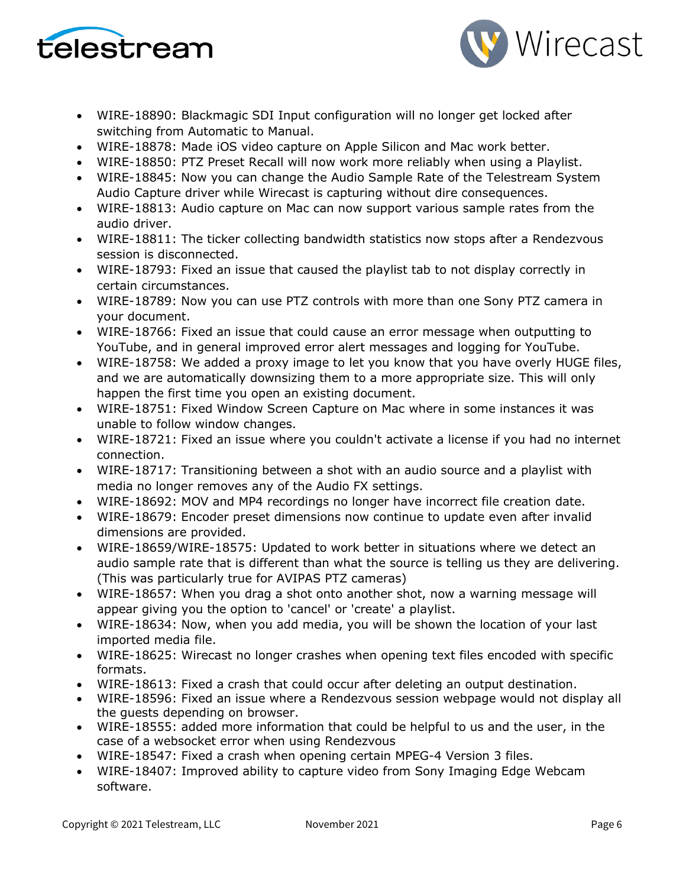- WIRE-18890: Blackmagic SDI Input configuration will no longer get locked after switching from Automatic to Manual.
- WIRE-18878: Made iOS video capture on Apple Silicon and Mac work better.
- WIRE-18850: PTZ Preset Recall will now work more reliably when using a Playlist.
- WIRE-18845: Now you can change the Audio Sample Rate of the Telestream System Audio Capture driver while Wirecast is capturing without dire consequences.
- WIRE-18813: Audio capture on Mac can now support various sample rates from the audio driver.
- WIRE-18811: The ticker collecting bandwidth statistics now stops after a Rendezvous session is disconnected.
- WIRE-18793: Fixed an issue that caused the playlist tab to not display correctly in certain circumstances.
- WIRE-18789: Now you can use PTZ controls with more than one Sony PTZ camera in your document.
- WIRE-18766: Fixed an issue that could cause an error message when outputting to YouTube, and in general improved error alert messages and logging for YouTube.
- WIRE-18758: We added a proxy image to let you know that you have overly HUGE files, and we are automatically downsizing them to a more appropriate size. This will only happen the first time you open an existing document.
- WIRE-18751: Fixed Window Screen Capture on Mac where in some instances it was unable to follow window changes.
- WIRE-18721: Fixed an issue where you couldn't activate a license if you had no internet connection.
- WIRE-18717: Transitioning between a shot with an audio source and a playlist with media no longer removes any of the Audio FX settings.
- WIRE-18692: MOV and MP4 recordings no longer have incorrect file creation date.
- WIRE-18679: Encoder preset dimensions now continue to update even after invalid dimensions are provided.
- WIRE-18659/WIRE-18575: Updated to work better in situations where we detect an audio sample rate that is different than what the source is telling us they are delivering. (This was particularly true for AVIPAS PTZ cameras)
- WIRE-18657: When you drag a shot onto another shot, now a warning message will appear giving you the option to 'cancel' or 'create' a playlist.
- WIRE-18634: Now, when you add media, you will be shown the location of your last imported media file.
- WIRE-18625: Wirecast no longer crashes when opening text files encoded with specific formats.
- WIRE-18613: Fixed a crash that could occur after deleting an output destination.
- WIRE-18596: Fixed an issue where a Rendezvous session webpage would not display all the guests depending on browser.
- WIRE-18555: added more information that could be helpful to us and the user, in the case of a websocket error when using Rendezvous
- WIRE-18547: Fixed a crash when opening certain MPEG-4 Version 3 files.
- WIRE-18407: Improved ability to capture video from Sony Imaging Edge Webcam software.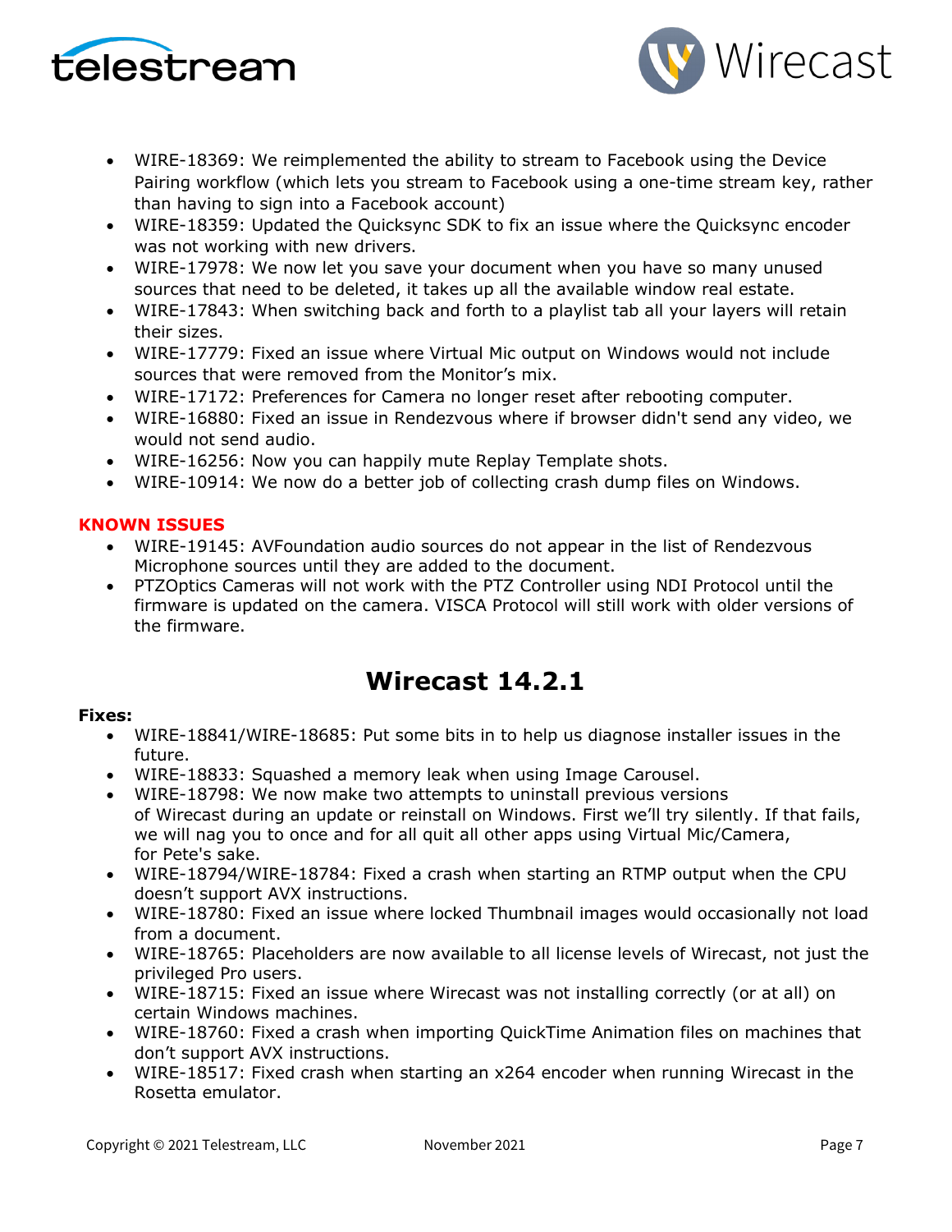- WIRE-18369: We reimplemented the ability to stream to Facebook using the Device Pairing workflow (which lets you stream to Facebook using a one-time stream key, rather than having to sign into a Facebook account)
- WIRE-18359: Updated the Quicksync SDK to fix an issue where the Quicksync encoder was not working with new drivers.
- WIRE-17978: We now let you save your document when you have so many unused sources that need to be deleted, it takes up all the available window real estate.
- WIRE-17843: When switching back and forth to a playlist tab all your layers will retain their sizes.
- WIRE-17779: Fixed an issue where Virtual Mic output on Windows would not include sources that were removed from the Monitor's mix.
- WIRE-17172: Preferences for Camera no longer reset after rebooting computer.
- WIRE-16880: Fixed an issue in Rendezvous where if browser didn't send any video, we would not send audio.
- WIRE-16256: Now you can happily mute Replay Template shots.
- WIRE-10914: We now do a better job of collecting crash dump files on Windows.

**KNOWN ISSUES**

- WIRE-19145: AVFoundation audio sources do not appear in the list of Rendezvous Microphone sources until they are added to the document.
- PTZOptics Cameras will not work with the PTZ Controller using NDI Protocol until the firmware is updated on the camera. VISCA Protocol will still work with older versions of the firmware.

# Wirecast 14.2.1

**Fixes:**

- WIRE-18841/WIRE-18685: Put some bits in to help us diagnose installer issues in the future.
- WIRE-18833: Squashed a memory leak when using Image Carousel.
- WIRE-18798: We now make two attempts to uninstall previous versions of Wirecast during an update or reinstall on Windows. First we'll try silently. If that fails, we will nag you to once and for all quit all other apps using Virtual Mic/Camera, for Pete's sake.
- WIRE-18794/WIRE-18784: Fixed a crash when starting an RTMP output when the CPU doesn't support AVX instructions.
- WIRE-18780: Fixed an issue where locked Thumbnail images would occasionally not load from a document.
- WIRE-18765: Placeholders are now available to all license levels of Wirecast, not just the privileged Pro users.
- WIRE-18715: Fixed an issue where Wirecast was not installing correctly (or at all) on certain Windows machines.
- WIRE-18760: Fixed a crash when importing QuickTime Animation files on machines that don't support AVX instructions.
- WIRE-18517: Fixed crash when starting an x264 encoder when running Wirecast in the Rosetta emulator.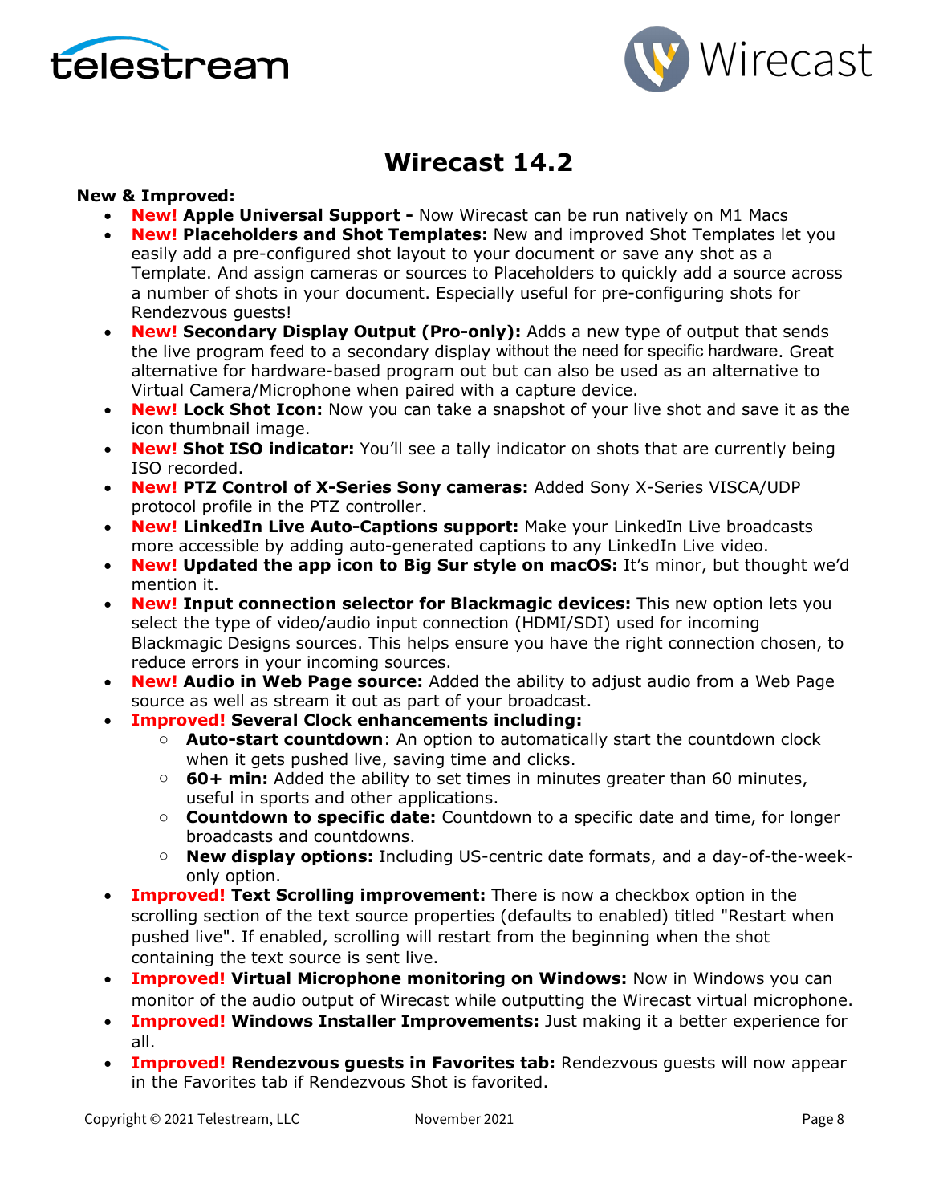# Wirecast 14.2

**New & Improved:**

- **New! Apple Universal Support -** Now Wirecast can be run natively on M1 Macs
- **New! Placeholders and Shot Templates:** New and improved Shot Templates let you easily add a pre-configured shot layout to your document or save any shot as a Template. And assign cameras or sources to Placeholders to quickly add a source across a number of shots in your document. Especially useful for pre-configuring shots for Rendezvous guests!
- **New! Secondary Display Output (Pro-only):** Adds a new type of output that sends the live program feed to a secondary display without the need for specific hardware. Great alternative for hardware-based program out but can also be used as an alternative to Virtual Camera/Microphone when paired with a capture device.
- **New! Lock Shot Icon:** Now you can take a snapshot of your live shot and save it as the icon thumbnail image.
- **New! Shot ISO indicator:** You'll see a tally indicator on shots that are currently being ISO recorded.
- **New! PTZ Control of X-Series Sony cameras:** Added Sony X-Series VISCA/UDP protocol profile in the PTZ controller.
- **New! LinkedIn Live Auto-Captions support:** Make your LinkedIn Live broadcasts more accessible by adding auto-generated captions to any LinkedIn Live video.
- **New! Updated the app icon to Big Sur style on macOS:** It's minor, but thought we'd mention it.
- **New! Input connection selector for Blackmagic devices:** This new option lets you select the type of video/audio input connection (HDMI/SDI) used for incoming Blackmagic Designs sources. This helps ensure you have the right connection chosen, to reduce errors in your incoming sources.
- **New! Audio in Web Page source:** Added the ability to adjust audio from a Web Page source as well as stream it out as part of your broadcast.
- **Improved! Several Clock enhancements including:**
  - **Auto-start countdown**: An option to automatically start the countdown clock when it gets pushed live, saving time and clicks.
  - **60+ min:** Added the ability to set times in minutes greater than 60 minutes, useful in sports and other applications.
  - **Countdown to specific date:** Countdown to a specific date and time, for longer broadcasts and countdowns.
  - **New display options:** Including US-centric date formats, and a day-of-the-week-only option.
- **Improved! Text Scrolling improvement:** There is now a checkbox option in the scrolling section of the text source properties (defaults to enabled) titled "Restart when pushed live". If enabled, scrolling will restart from the beginning when the shot containing the text source is sent live.
- **Improved! Virtual Microphone monitoring on Windows:** Now in Windows you can monitor of the audio output of Wirecast while outputting the Wirecast virtual microphone.
- **Improved! Windows Installer Improvements:** Just making it a better experience for all.
- **Improved! Rendezvous guests in Favorites tab:** Rendezvous guests will now appear in the Favorites tab if Rendezvous Shot is favorited.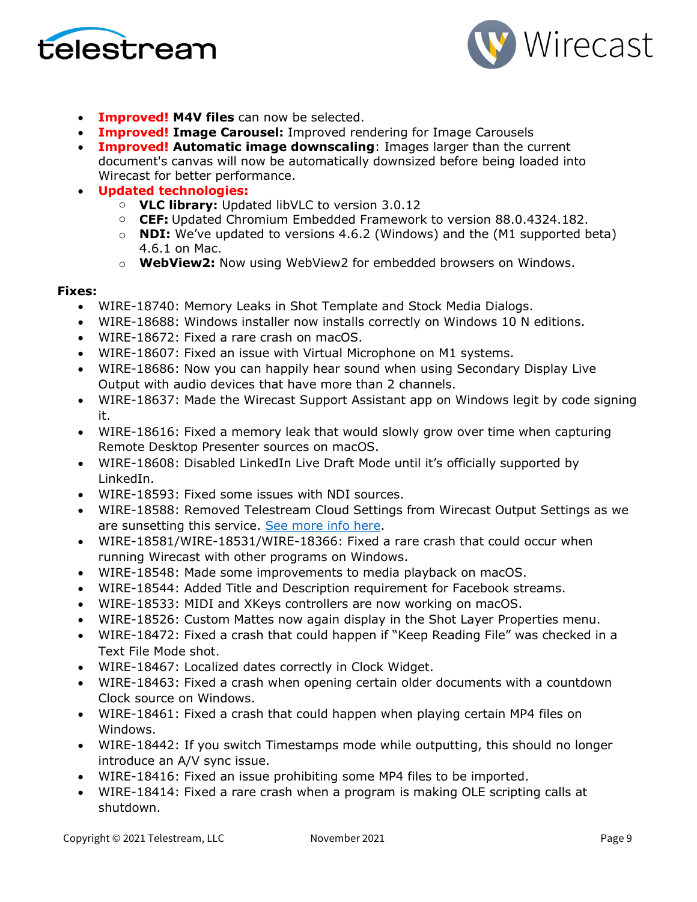- **Improved! M4V files** can now be selected.
- **Improved! Image Carousel:** Improved rendering for Image Carousels
- **Improved! Automatic image downscaling**: Images larger than the current document's canvas will now be automatically downsized before being loaded into Wirecast for better performance.
- **Updated technologies:**
    - **VLC library:** Updated libVLC to version 3.0.12
    - **CEF:** Updated Chromium Embedded Framework to version 88.0.4324.182.
    - **NDI:** We've updated to versions 4.6.2 (Windows) and the (M1 supported beta) 4.6.1 on Mac.
    - **WebView2:** Now using WebView2 for embedded browsers on Windows.

**Fixes:**

- WIRE-18740: Memory Leaks in Shot Template and Stock Media Dialogs.
- WIRE-18688: Windows installer now installs correctly on Windows 10 N editions.
- WIRE-18672: Fixed a rare crash on macOS.
- WIRE-18607: Fixed an issue with Virtual Microphone on M1 systems.
- WIRE-18686: Now you can happily hear sound when using Secondary Display Live Output with audio devices that have more than 2 channels.
- WIRE-18637: Made the Wirecast Support Assistant app on Windows legit by code signing it.
- WIRE-18616: Fixed a memory leak that would slowly grow over time when capturing Remote Desktop Presenter sources on macOS.
- WIRE-18608: Disabled LinkedIn Live Draft Mode until it's officially supported by LinkedIn.
- WIRE-18593: Fixed some issues with NDI sources.
- WIRE-18588: Removed Telestream Cloud Settings from Wirecast Output Settings as we are sunsetting this service. See more info here.
- WIRE-18581/WIRE-18531/WIRE-18366: Fixed a rare crash that could occur when running Wirecast with other programs on Windows.
- WIRE-18548: Made some improvements to media playback on macOS.
- WIRE-18544: Added Title and Description requirement for Facebook streams.
- WIRE-18533: MIDI and XKeys controllers are now working on macOS.
- WIRE-18526: Custom Mattes now again display in the Shot Layer Properties menu.
- WIRE-18472: Fixed a crash that could happen if "Keep Reading File" was checked in a Text File Mode shot.
- WIRE-18467: Localized dates correctly in Clock Widget.
- WIRE-18463: Fixed a crash when opening certain older documents with a countdown Clock source on Windows.
- WIRE-18461: Fixed a crash that could happen when playing certain MP4 files on Windows.
- WIRE-18442: If you switch Timestamps mode while outputting, this should no longer introduce an A/V sync issue.
- WIRE-18416: Fixed an issue prohibiting some MP4 files to be imported.
- WIRE-18414: Fixed a rare crash when a program is making OLE scripting calls at shutdown.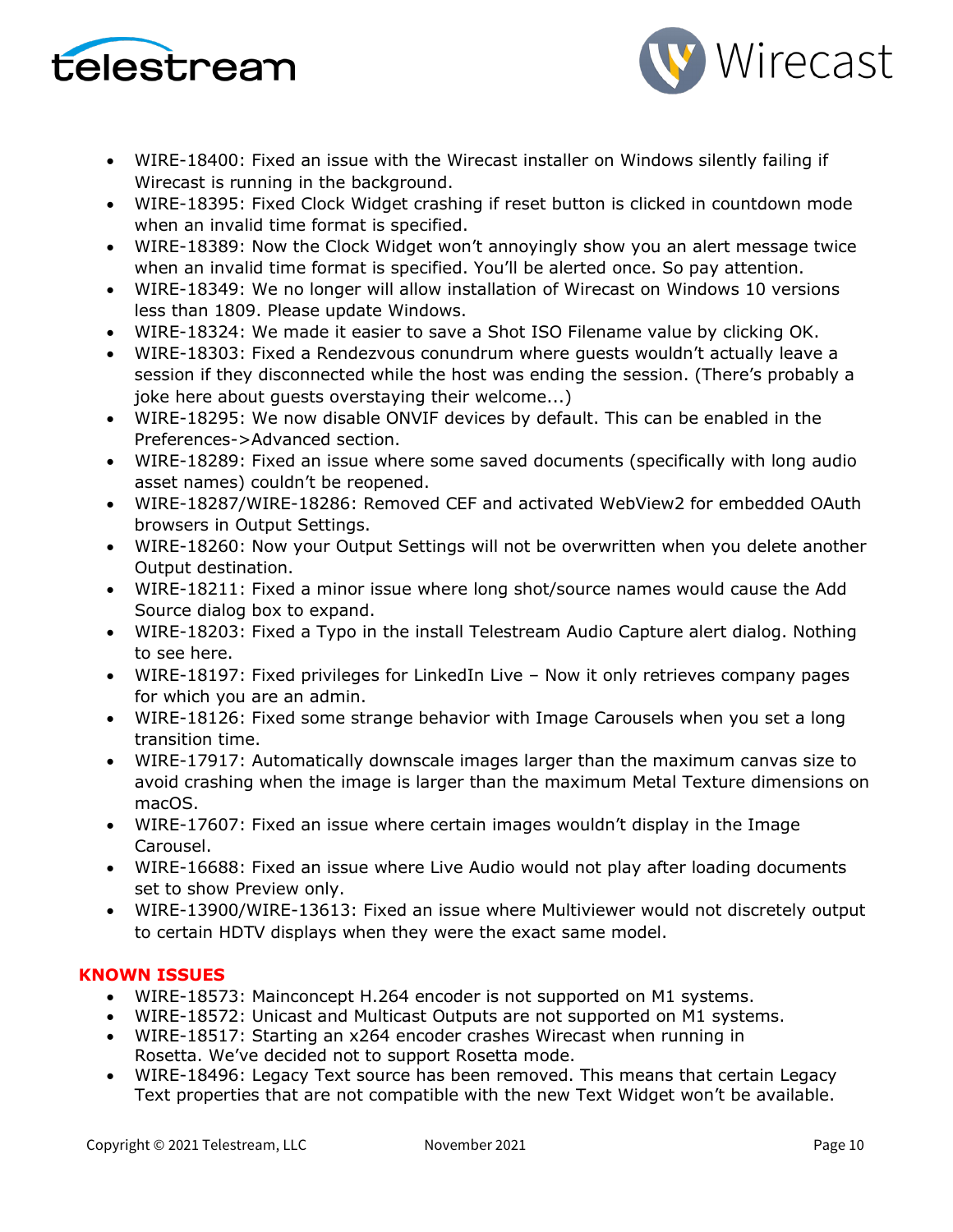- WIRE-18400: Fixed an issue with the Wirecast installer on Windows silently failing if Wirecast is running in the background.
- WIRE-18395: Fixed Clock Widget crashing if reset button is clicked in countdown mode when an invalid time format is specified.
- WIRE-18389: Now the Clock Widget won't annoyingly show you an alert message twice when an invalid time format is specified. You'll be alerted once. So pay attention.
- WIRE-18349: We no longer will allow installation of Wirecast on Windows 10 versions less than 1809. Please update Windows.
- WIRE-18324: We made it easier to save a Shot ISO Filename value by clicking OK.
- WIRE-18303: Fixed a Rendezvous conundrum where guests wouldn't actually leave a session if they disconnected while the host was ending the session. (There's probably a joke here about guests overstaying their welcome...)
- WIRE-18295: We now disable ONVIF devices by default. This can be enabled in the Preferences->Advanced section.
- WIRE-18289: Fixed an issue where some saved documents (specifically with long audio asset names) couldn't be reopened.
- WIRE-18287/WIRE-18286: Removed CEF and activated WebView2 for embedded OAuth browsers in Output Settings.
- WIRE-18260: Now your Output Settings will not be overwritten when you delete another Output destination.
- WIRE-18211: Fixed a minor issue where long shot/source names would cause the Add Source dialog box to expand.
- WIRE-18203: Fixed a Typo in the install Telestream Audio Capture alert dialog. Nothing to see here.
- WIRE-18197: Fixed privileges for LinkedIn Live – Now it only retrieves company pages for which you are an admin.
- WIRE-18126: Fixed some strange behavior with Image Carousels when you set a long transition time.
- WIRE-17917: Automatically downscale images larger than the maximum canvas size to avoid crashing when the image is larger than the maximum Metal Texture dimensions on macOS.
- WIRE-17607: Fixed an issue where certain images wouldn't display in the Image Carousel.
- WIRE-16688: Fixed an issue where Live Audio would not play after loading documents set to show Preview only.
- WIRE-13900/WIRE-13613: Fixed an issue where Multiviewer would not discretely output to certain HDTV displays when they were the exact same model.

**KNOWN ISSUES**

- WIRE-18573: Mainconcept H.264 encoder is not supported on M1 systems.
- WIRE-18572: Unicast and Multicast Outputs are not supported on M1 systems.
- WIRE-18517: Starting an x264 encoder crashes Wirecast when running in Rosetta. We've decided not to support Rosetta mode.
- WIRE-18496: Legacy Text source has been removed. This means that certain Legacy Text properties that are not compatible with the new Text Widget won't be available.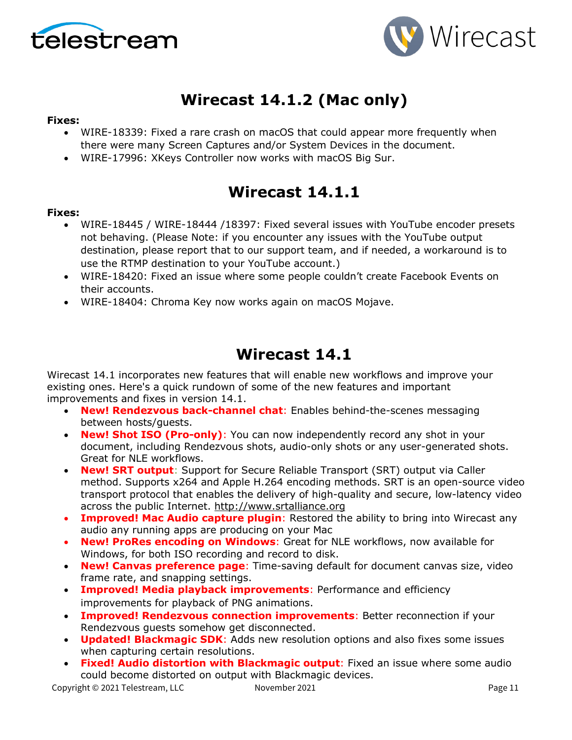# Wirecast 14.1.2 (Mac only)

**Fixes:**

- WIRE-18339: Fixed a rare crash on macOS that could appear more frequently when there were many Screen Captures and/or System Devices in the document.
- WIRE-17996: XKeys Controller now works with macOS Big Sur.

# Wirecast 14.1.1

**Fixes:**

- WIRE-18445 / WIRE-18444 /18397: Fixed several issues with YouTube encoder presets not behaving. (Please Note: if you encounter any issues with the YouTube output destination, please report that to our support team, and if needed, a workaround is to use the RTMP destination to your YouTube account.)
- WIRE-18420: Fixed an issue where some people couldn't create Facebook Events on their accounts.
- WIRE-18404: Chroma Key now works again on macOS Mojave.

# Wirecast 14.1

Wirecast 14.1 incorporates new features that will enable new workflows and improve your existing ones. Here's a quick rundown of some of the new features and important improvements and fixes in version 14.1.

- **New! Rendezvous back-channel chat**: Enables behind-the-scenes messaging between hosts/guests.
- **New! Shot ISO (Pro-only)**: You can now independently record any shot in your document, including Rendezvous shots, audio-only shots or any user-generated shots. Great for NLE workflows.
- **New! SRT output**: Support for Secure Reliable Transport (SRT) output via Caller method. Supports x264 and Apple H.264 encoding methods. SRT is an open-source video transport protocol that enables the delivery of high-quality and secure, low-latency video across the public Internet. http://www.srtalliance.org
- **Improved! Mac Audio capture plugin**: Restored the ability to bring into Wirecast any audio any running apps are producing on your Mac
- **New! ProRes encoding on Windows**: Great for NLE workflows, now available for Windows, for both ISO recording and record to disk.
- **New! Canvas preference page**: Time-saving default for document canvas size, video frame rate, and snapping settings.
- **Improved! Media playback improvements**: Performance and efficiency improvements for playback of PNG animations.
- **Improved! Rendezvous connection improvements**: Better reconnection if your Rendezvous guests somehow get disconnected.
- **Updated! Blackmagic SDK**: Adds new resolution options and also fixes some issues when capturing certain resolutions.
- **Fixed! Audio distortion with Blackmagic output**: Fixed an issue where some audio could become distorted on output with Blackmagic devices.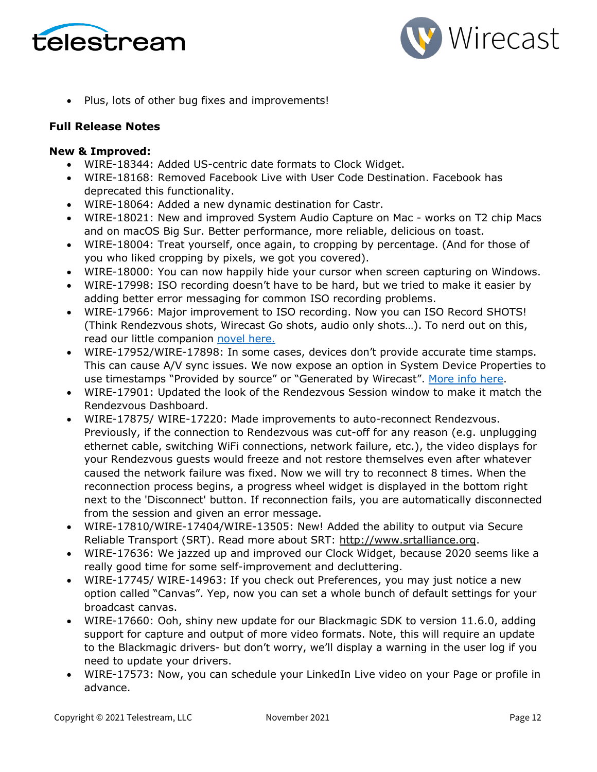- Plus, lots of other bug fixes and improvements!

**Full Release Notes**

**New & Improved:**

- WIRE-18344: Added US-centric date formats to Clock Widget.
- WIRE-18168: Removed Facebook Live with User Code Destination. Facebook has deprecated this functionality.
- WIRE-18064: Added a new dynamic destination for Castr.
- WIRE-18021: New and improved System Audio Capture on Mac - works on T2 chip Macs and on macOS Big Sur. Better performance, more reliable, delicious on toast.
- WIRE-18004: Treat yourself, once again, to cropping by percentage. (And for those of you who liked cropping by pixels, we got you covered).
- WIRE-18000: You can now happily hide your cursor when screen capturing on Windows.
- WIRE-17998: ISO recording doesn't have to be hard, but we tried to make it easier by adding better error messaging for common ISO recording problems.
- WIRE-17966: Major improvement to ISO recording. Now you can ISO Record SHOTS! (Think Rendezvous shots, Wirecast Go shots, audio only shots…). To nerd out on this, read our little companion novel here.
- WIRE-17952/WIRE-17898: In some cases, devices don't provide accurate time stamps. This can cause A/V sync issues. We now expose an option in System Device Properties to use timestamps "Provided by source" or "Generated by Wirecast". More info here.
- WIRE-17901: Updated the look of the Rendezvous Session window to make it match the Rendezvous Dashboard.
- WIRE-17875/ WIRE-17220: Made improvements to auto-reconnect Rendezvous. Previously, if the connection to Rendezvous was cut-off for any reason (e.g. unplugging ethernet cable, switching WiFi connections, network failure, etc.), the video displays for your Rendezvous guests would freeze and not restore themselves even after whatever caused the network failure was fixed. Now we will try to reconnect 8 times. When the reconnection process begins, a progress wheel widget is displayed in the bottom right next to the 'Disconnect' button. If reconnection fails, you are automatically disconnected from the session and given an error message.
- WIRE-17810/WIRE-17404/WIRE-13505: New! Added the ability to output via Secure Reliable Transport (SRT). Read more about SRT: http://www.srtalliance.org.
- WIRE-17636: We jazzed up and improved our Clock Widget, because 2020 seems like a really good time for some self-improvement and decluttering.
- WIRE-17745/ WIRE-14963: If you check out Preferences, you may just notice a new option called "Canvas". Yep, now you can set a whole bunch of default settings for your broadcast canvas.
- WIRE-17660: Ooh, shiny new update for our Blackmagic SDK to version 11.6.0, adding support for capture and output of more video formats. Note, this will require an update to the Blackmagic drivers- but don't worry, we'll display a warning in the user log if you need to update your drivers.
- WIRE-17573: Now, you can schedule your LinkedIn Live video on your Page or profile in advance.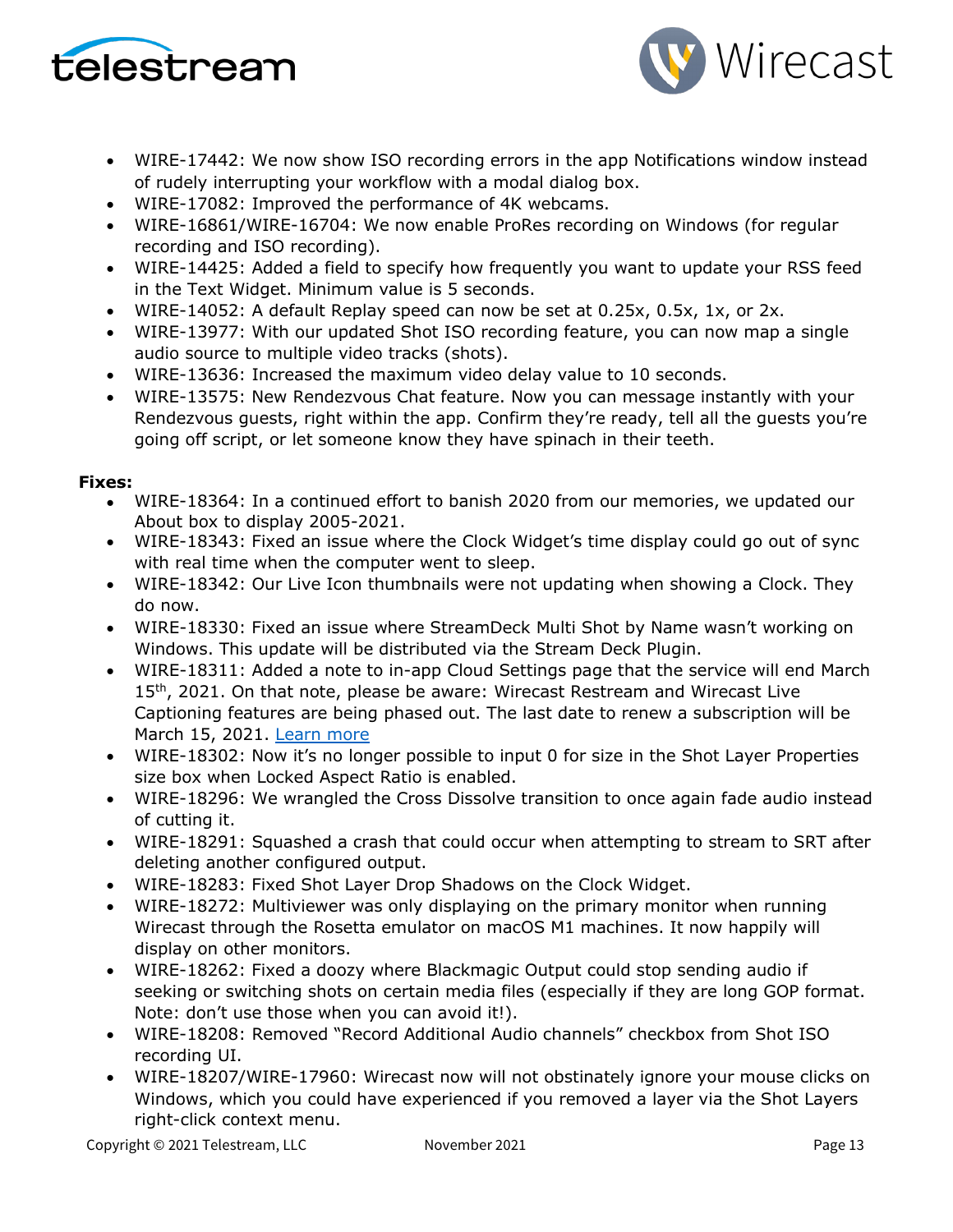- WIRE-17442: We now show ISO recording errors in the app Notifications window instead of rudely interrupting your workflow with a modal dialog box.
- WIRE-17082: Improved the performance of 4K webcams.
- WIRE-16861/WIRE-16704: We now enable ProRes recording on Windows (for regular recording and ISO recording).
- WIRE-14425: Added a field to specify how frequently you want to update your RSS feed in the Text Widget. Minimum value is 5 seconds.
- WIRE-14052: A default Replay speed can now be set at 0.25x, 0.5x, 1x, or 2x.
- WIRE-13977: With our updated Shot ISO recording feature, you can now map a single audio source to multiple video tracks (shots).
- WIRE-13636: Increased the maximum video delay value to 10 seconds.
- WIRE-13575: New Rendezvous Chat feature. Now you can message instantly with your Rendezvous guests, right within the app. Confirm they're ready, tell all the guests you're going off script, or let someone know they have spinach in their teeth.

**Fixes:**

- WIRE-18364: In a continued effort to banish 2020 from our memories, we updated our About box to display 2005-2021.
- WIRE-18343: Fixed an issue where the Clock Widget's time display could go out of sync with real time when the computer went to sleep.
- WIRE-18342: Our Live Icon thumbnails were not updating when showing a Clock. They do now.
- WIRE-18330: Fixed an issue where StreamDeck Multi Shot by Name wasn't working on Windows. This update will be distributed via the Stream Deck Plugin.
- WIRE-18311: Added a note to in-app Cloud Settings page that the service will end March 15th, 2021. On that note, please be aware: Wirecast Restream and Wirecast Live Captioning features are being phased out. The last date to renew a subscription will be March 15, 2021. Learn more
- WIRE-18302: Now it's no longer possible to input 0 for size in the Shot Layer Properties size box when Locked Aspect Ratio is enabled.
- WIRE-18296: We wrangled the Cross Dissolve transition to once again fade audio instead of cutting it.
- WIRE-18291: Squashed a crash that could occur when attempting to stream to SRT after deleting another configured output.
- WIRE-18283: Fixed Shot Layer Drop Shadows on the Clock Widget.
- WIRE-18272: Multiviewer was only displaying on the primary monitor when running Wirecast through the Rosetta emulator on macOS M1 machines. It now happily will display on other monitors.
- WIRE-18262: Fixed a doozy where Blackmagic Output could stop sending audio if seeking or switching shots on certain media files (especially if they are long GOP format. Note: don't use those when you can avoid it!).
- WIRE-18208: Removed "Record Additional Audio channels" checkbox from Shot ISO recording UI.
- WIRE-18207/WIRE-17960: Wirecast now will not obstinately ignore your mouse clicks on Windows, which you could have experienced if you removed a layer via the Shot Layers right-click context menu.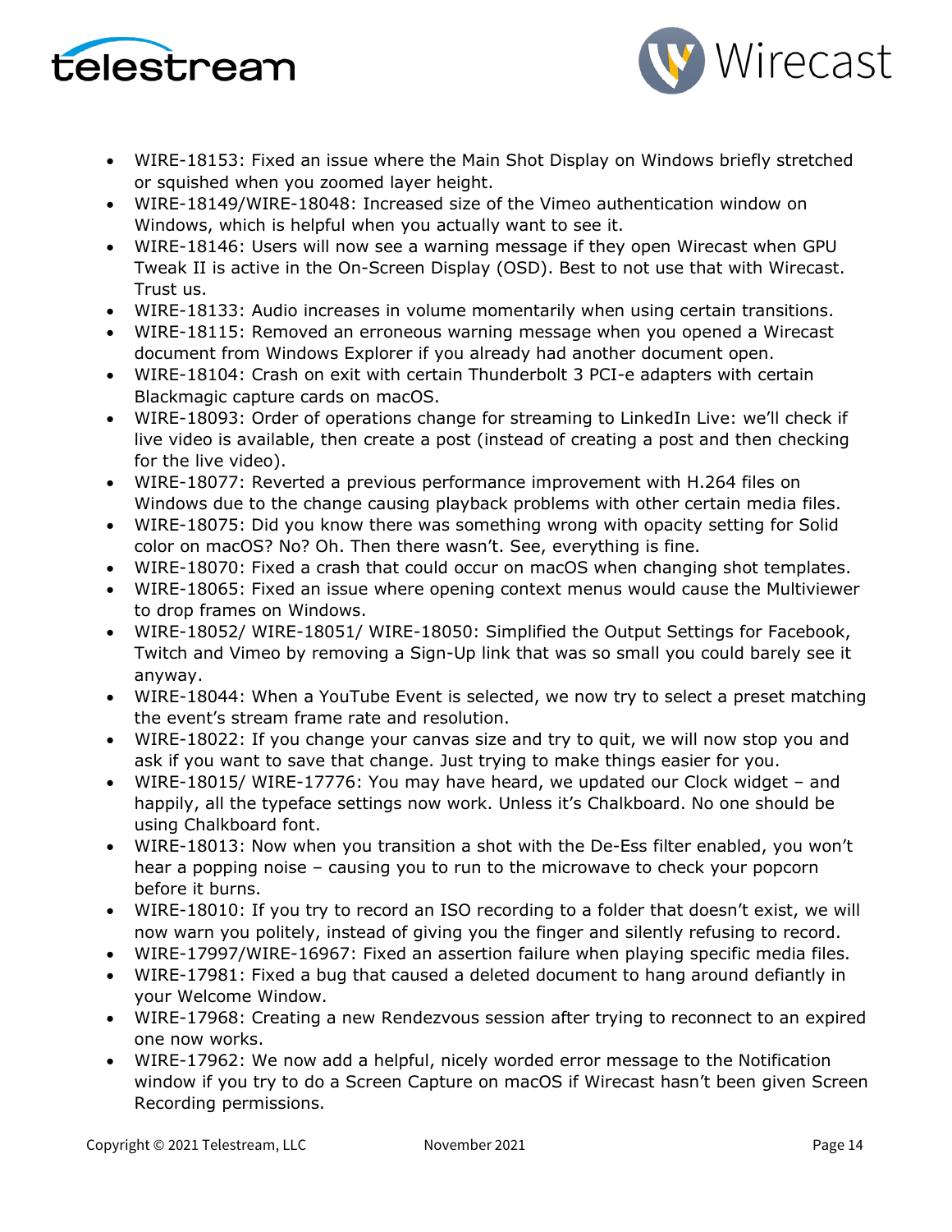- WIRE-18153: Fixed an issue where the Main Shot Display on Windows briefly stretched or squished when you zoomed layer height.
- WIRE-18149/WIRE-18048: Increased size of the Vimeo authentication window on Windows, which is helpful when you actually want to see it.
- WIRE-18146: Users will now see a warning message if they open Wirecast when GPU Tweak II is active in the On-Screen Display (OSD). Best to not use that with Wirecast. Trust us.
- WIRE-18133: Audio increases in volume momentarily when using certain transitions.
- WIRE-18115: Removed an erroneous warning message when you opened a Wirecast document from Windows Explorer if you already had another document open.
- WIRE-18104: Crash on exit with certain Thunderbolt 3 PCI-e adapters with certain Blackmagic capture cards on macOS.
- WIRE-18093: Order of operations change for streaming to LinkedIn Live: we'll check if live video is available, then create a post (instead of creating a post and then checking for the live video).
- WIRE-18077: Reverted a previous performance improvement with H.264 files on Windows due to the change causing playback problems with other certain media files.
- WIRE-18075: Did you know there was something wrong with opacity setting for Solid color on macOS? No? Oh. Then there wasn't. See, everything is fine.
- WIRE-18070: Fixed a crash that could occur on macOS when changing shot templates.
- WIRE-18065: Fixed an issue where opening context menus would cause the Multiviewer to drop frames on Windows.
- WIRE-18052/ WIRE-18051/ WIRE-18050: Simplified the Output Settings for Facebook, Twitch and Vimeo by removing a Sign-Up link that was so small you could barely see it anyway.
- WIRE-18044: When a YouTube Event is selected, we now try to select a preset matching the event's stream frame rate and resolution.
- WIRE-18022: If you change your canvas size and try to quit, we will now stop you and ask if you want to save that change. Just trying to make things easier for you.
- WIRE-18015/ WIRE-17776: You may have heard, we updated our Clock widget – and happily, all the typeface settings now work. Unless it's Chalkboard. No one should be using Chalkboard font.
- WIRE-18013: Now when you transition a shot with the De-Ess filter enabled, you won't hear a popping noise – causing you to run to the microwave to check your popcorn before it burns.
- WIRE-18010: If you try to record an ISO recording to a folder that doesn't exist, we will now warn you politely, instead of giving you the finger and silently refusing to record.
- WIRE-17997/WIRE-16967: Fixed an assertion failure when playing specific media files.
- WIRE-17981: Fixed a bug that caused a deleted document to hang around defiantly in your Welcome Window.
- WIRE-17968: Creating a new Rendezvous session after trying to reconnect to an expired one now works.
- WIRE-17962: We now add a helpful, nicely worded error message to the Notification window if you try to do a Screen Capture on macOS if Wirecast hasn't been given Screen Recording permissions.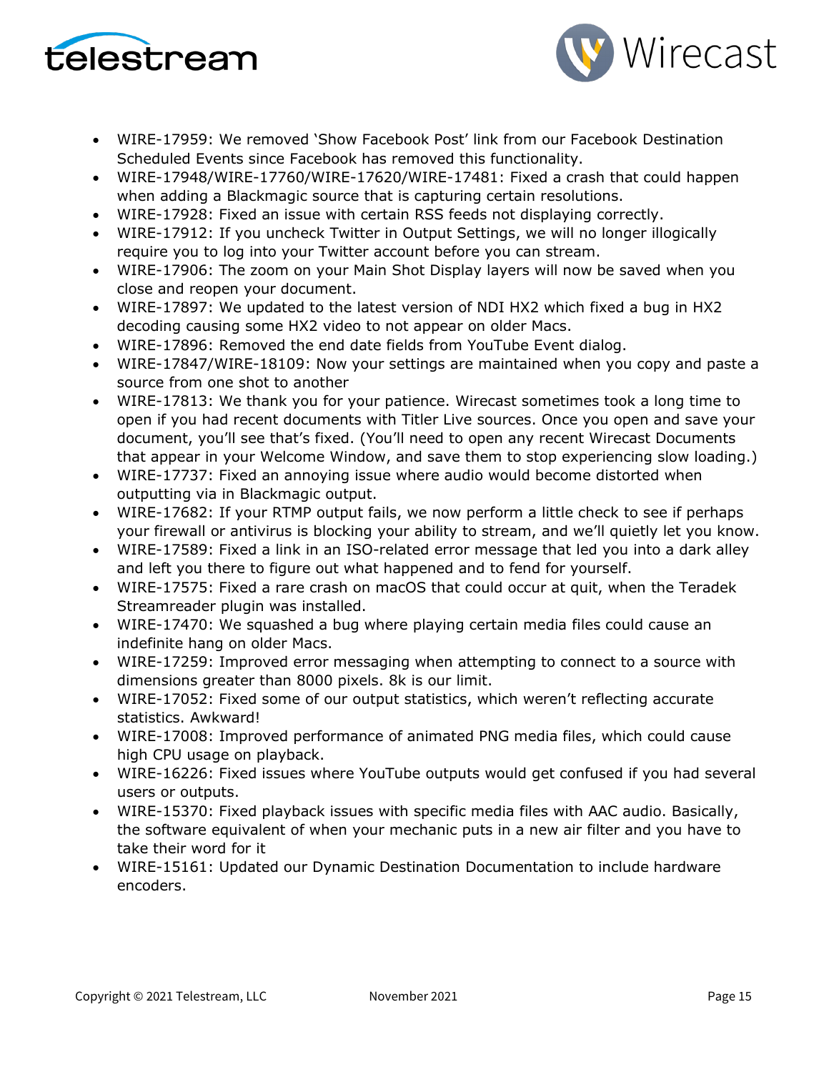- WIRE-17959: We removed 'Show Facebook Post' link from our Facebook Destination Scheduled Events since Facebook has removed this functionality.
- WIRE-17948/WIRE-17760/WIRE-17620/WIRE-17481: Fixed a crash that could happen when adding a Blackmagic source that is capturing certain resolutions.
- WIRE-17928: Fixed an issue with certain RSS feeds not displaying correctly.
- WIRE-17912: If you uncheck Twitter in Output Settings, we will no longer illogically require you to log into your Twitter account before you can stream.
- WIRE-17906: The zoom on your Main Shot Display layers will now be saved when you close and reopen your document.
- WIRE-17897: We updated to the latest version of NDI HX2 which fixed a bug in HX2 decoding causing some HX2 video to not appear on older Macs.
- WIRE-17896: Removed the end date fields from YouTube Event dialog.
- WIRE-17847/WIRE-18109: Now your settings are maintained when you copy and paste a source from one shot to another
- WIRE-17813: We thank you for your patience. Wirecast sometimes took a long time to open if you had recent documents with Titler Live sources. Once you open and save your document, you'll see that's fixed. (You'll need to open any recent Wirecast Documents that appear in your Welcome Window, and save them to stop experiencing slow loading.)
- WIRE-17737: Fixed an annoying issue where audio would become distorted when outputting via in Blackmagic output.
- WIRE-17682: If your RTMP output fails, we now perform a little check to see if perhaps your firewall or antivirus is blocking your ability to stream, and we'll quietly let you know.
- WIRE-17589: Fixed a link in an ISO-related error message that led you into a dark alley and left you there to figure out what happened and to fend for yourself.
- WIRE-17575: Fixed a rare crash on macOS that could occur at quit, when the Teradek Streamreader plugin was installed.
- WIRE-17470: We squashed a bug where playing certain media files could cause an indefinite hang on older Macs.
- WIRE-17259: Improved error messaging when attempting to connect to a source with dimensions greater than 8000 pixels. 8k is our limit.
- WIRE-17052: Fixed some of our output statistics, which weren't reflecting accurate statistics. Awkward!
- WIRE-17008: Improved performance of animated PNG media files, which could cause high CPU usage on playback.
- WIRE-16226: Fixed issues where YouTube outputs would get confused if you had several users or outputs.
- WIRE-15370: Fixed playback issues with specific media files with AAC audio. Basically, the software equivalent of when your mechanic puts in a new air filter and you have to take their word for it
- WIRE-15161: Updated our Dynamic Destination Documentation to include hardware encoders.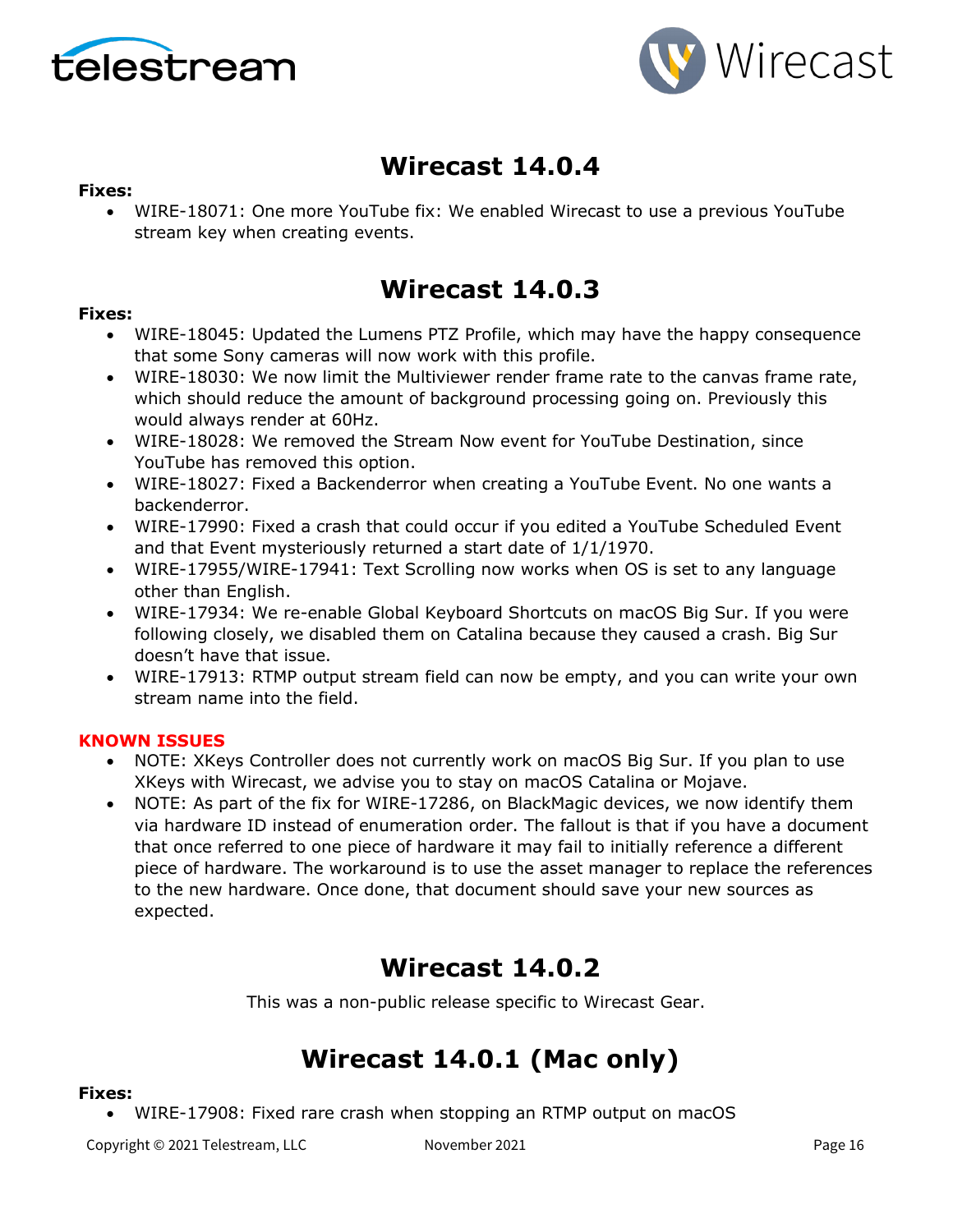# Wirecast 14.0.4

**Fixes:**

- WIRE-18071: One more YouTube fix: We enabled Wirecast to use a previous YouTube stream key when creating events.

# Wirecast 14.0.3

**Fixes:**

- WIRE-18045: Updated the Lumens PTZ Profile, which may have the happy consequence that some Sony cameras will now work with this profile.
- WIRE-18030: We now limit the Multiviewer render frame rate to the canvas frame rate, which should reduce the amount of background processing going on. Previously this would always render at 60Hz.
- WIRE-18028: We removed the Stream Now event for YouTube Destination, since YouTube has removed this option.
- WIRE-18027: Fixed a Backenderror when creating a YouTube Event. No one wants a backenderror.
- WIRE-17990: Fixed a crash that could occur if you edited a YouTube Scheduled Event and that Event mysteriously returned a start date of 1/1/1970.
- WIRE-17955/WIRE-17941: Text Scrolling now works when OS is set to any language other than English.
- WIRE-17934: We re-enable Global Keyboard Shortcuts on macOS Big Sur. If you were following closely, we disabled them on Catalina because they caused a crash. Big Sur doesn't have that issue.
- WIRE-17913: RTMP output stream field can now be empty, and you can write your own stream name into the field.

**KNOWN ISSUES**

- NOTE: XKeys Controller does not currently work on macOS Big Sur. If you plan to use XKeys with Wirecast, we advise you to stay on macOS Catalina or Mojave.
- NOTE: As part of the fix for WIRE-17286, on BlackMagic devices, we now identify them via hardware ID instead of enumeration order. The fallout is that if you have a document that once referred to one piece of hardware it may fail to initially reference a different piece of hardware. The workaround is to use the asset manager to replace the references to the new hardware. Once done, that document should save your new sources as expected.

# Wirecast 14.0.2

This was a non-public release specific to Wirecast Gear.

# Wirecast 14.0.1 (Mac only)

**Fixes:**

- WIRE-17908: Fixed rare crash when stopping an RTMP output on macOS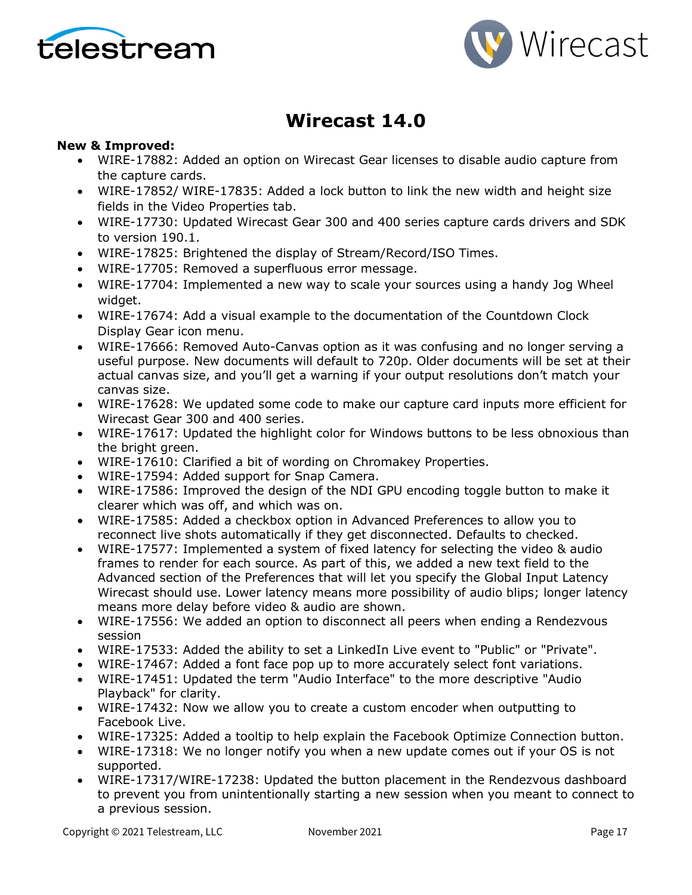# Wirecast 14.0

**New & Improved:**

- WIRE-17882: Added an option on Wirecast Gear licenses to disable audio capture from the capture cards.
- WIRE-17852/ WIRE-17835: Added a lock button to link the new width and height size fields in the Video Properties tab.
- WIRE-17730: Updated Wirecast Gear 300 and 400 series capture cards drivers and SDK to version 190.1.
- WIRE-17825: Brightened the display of Stream/Record/ISO Times.
- WIRE-17705: Removed a superfluous error message.
- WIRE-17704: Implemented a new way to scale your sources using a handy Jog Wheel widget.
- WIRE-17674: Add a visual example to the documentation of the Countdown Clock Display Gear icon menu.
- WIRE-17666: Removed Auto-Canvas option as it was confusing and no longer serving a useful purpose. New documents will default to 720p. Older documents will be set at their actual canvas size, and you'll get a warning if your output resolutions don't match your canvas size.
- WIRE-17628: We updated some code to make our capture card inputs more efficient for Wirecast Gear 300 and 400 series.
- WIRE-17617: Updated the highlight color for Windows buttons to be less obnoxious than the bright green.
- WIRE-17610: Clarified a bit of wording on Chromakey Properties.
- WIRE-17594: Added support for Snap Camera.
- WIRE-17586: Improved the design of the NDI GPU encoding toggle button to make it clearer which was off, and which was on.
- WIRE-17585: Added a checkbox option in Advanced Preferences to allow you to reconnect live shots automatically if they get disconnected. Defaults to checked.
- WIRE-17577: Implemented a system of fixed latency for selecting the video & audio frames to render for each source. As part of this, we added a new text field to the Advanced section of the Preferences that will let you specify the Global Input Latency Wirecast should use. Lower latency means more possibility of audio blips; longer latency means more delay before video & audio are shown.
- WIRE-17556: We added an option to disconnect all peers when ending a Rendezvous session
- WIRE-17533: Added the ability to set a LinkedIn Live event to "Public" or "Private".
- WIRE-17467: Added a font face pop up to more accurately select font variations.
- WIRE-17451: Updated the term "Audio Interface" to the more descriptive "Audio Playback" for clarity.
- WIRE-17432: Now we allow you to create a custom encoder when outputting to Facebook Live.
- WIRE-17325: Added a tooltip to help explain the Facebook Optimize Connection button.
- WIRE-17318: We no longer notify you when a new update comes out if your OS is not supported.
- WIRE-17317/WIRE-17238: Updated the button placement in the Rendezvous dashboard to prevent you from unintentionally starting a new session when you meant to connect to a previous session.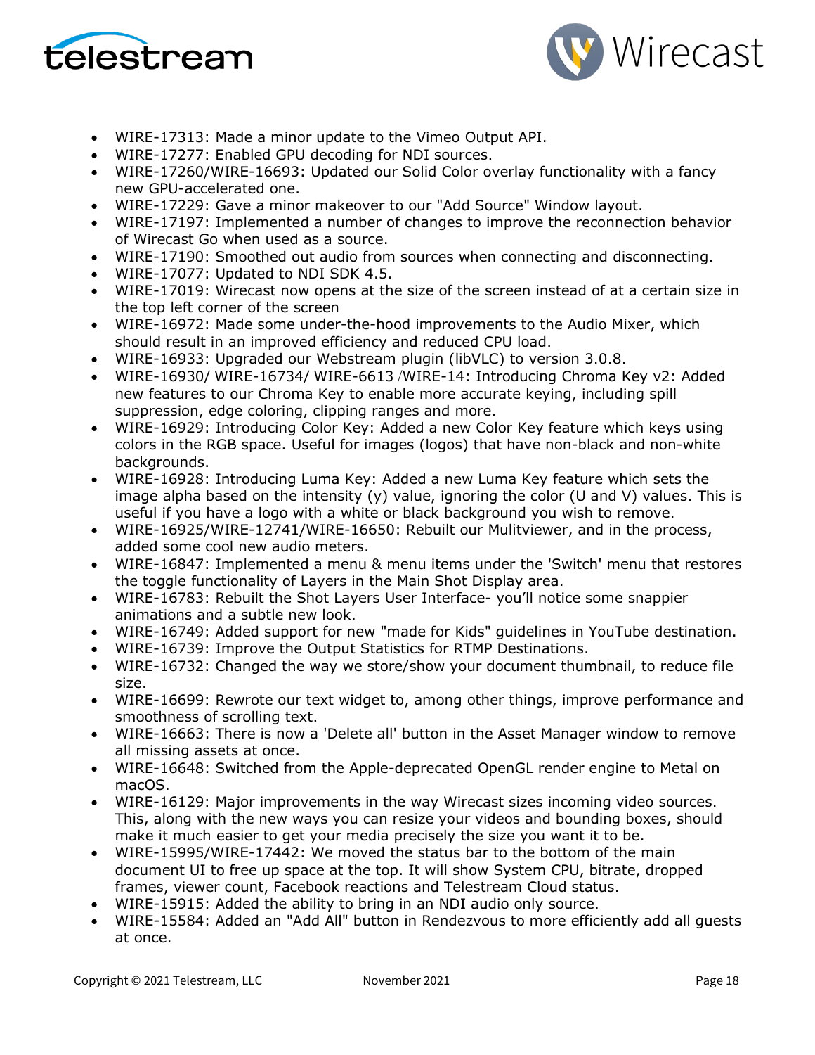- WIRE-17313: Made a minor update to the Vimeo Output API.
- WIRE-17277: Enabled GPU decoding for NDI sources.
- WIRE-17260/WIRE-16693: Updated our Solid Color overlay functionality with a fancy new GPU-accelerated one.
- WIRE-17229: Gave a minor makeover to our "Add Source" Window layout.
- WIRE-17197: Implemented a number of changes to improve the reconnection behavior of Wirecast Go when used as a source.
- WIRE-17190: Smoothed out audio from sources when connecting and disconnecting.
- WIRE-17077: Updated to NDI SDK 4.5.
- WIRE-17019: Wirecast now opens at the size of the screen instead of at a certain size in the top left corner of the screen
- WIRE-16972: Made some under-the-hood improvements to the Audio Mixer, which should result in an improved efficiency and reduced CPU load.
- WIRE-16933: Upgraded our Webstream plugin (libVLC) to version 3.0.8.
- WIRE-16930/ WIRE-16734/ WIRE-6613 /WIRE-14: Introducing Chroma Key v2: Added new features to our Chroma Key to enable more accurate keying, including spill suppression, edge coloring, clipping ranges and more.
- WIRE-16929: Introducing Color Key: Added a new Color Key feature which keys using colors in the RGB space. Useful for images (logos) that have non-black and non-white backgrounds.
- WIRE-16928: Introducing Luma Key: Added a new Luma Key feature which sets the image alpha based on the intensity (y) value, ignoring the color (U and V) values. This is useful if you have a logo with a white or black background you wish to remove.
- WIRE-16925/WIRE-12741/WIRE-16650: Rebuilt our Mulitviewer, and in the process, added some cool new audio meters.
- WIRE-16847: Implemented a menu & menu items under the 'Switch' menu that restores the toggle functionality of Layers in the Main Shot Display area.
- WIRE-16783: Rebuilt the Shot Layers User Interface- you'll notice some snappier animations and a subtle new look.
- WIRE-16749: Added support for new "made for Kids" guidelines in YouTube destination.
- WIRE-16739: Improve the Output Statistics for RTMP Destinations.
- WIRE-16732: Changed the way we store/show your document thumbnail, to reduce file size.
- WIRE-16699: Rewrote our text widget to, among other things, improve performance and smoothness of scrolling text.
- WIRE-16663: There is now a 'Delete all' button in the Asset Manager window to remove all missing assets at once.
- WIRE-16648: Switched from the Apple-deprecated OpenGL render engine to Metal on macOS.
- WIRE-16129: Major improvements in the way Wirecast sizes incoming video sources. This, along with the new ways you can resize your videos and bounding boxes, should make it much easier to get your media precisely the size you want it to be.
- WIRE-15995/WIRE-17442: We moved the status bar to the bottom of the main document UI to free up space at the top. It will show System CPU, bitrate, dropped frames, viewer count, Facebook reactions and Telestream Cloud status.
- WIRE-15915: Added the ability to bring in an NDI audio only source.
- WIRE-15584: Added an "Add All" button in Rendezvous to more efficiently add all guests at once.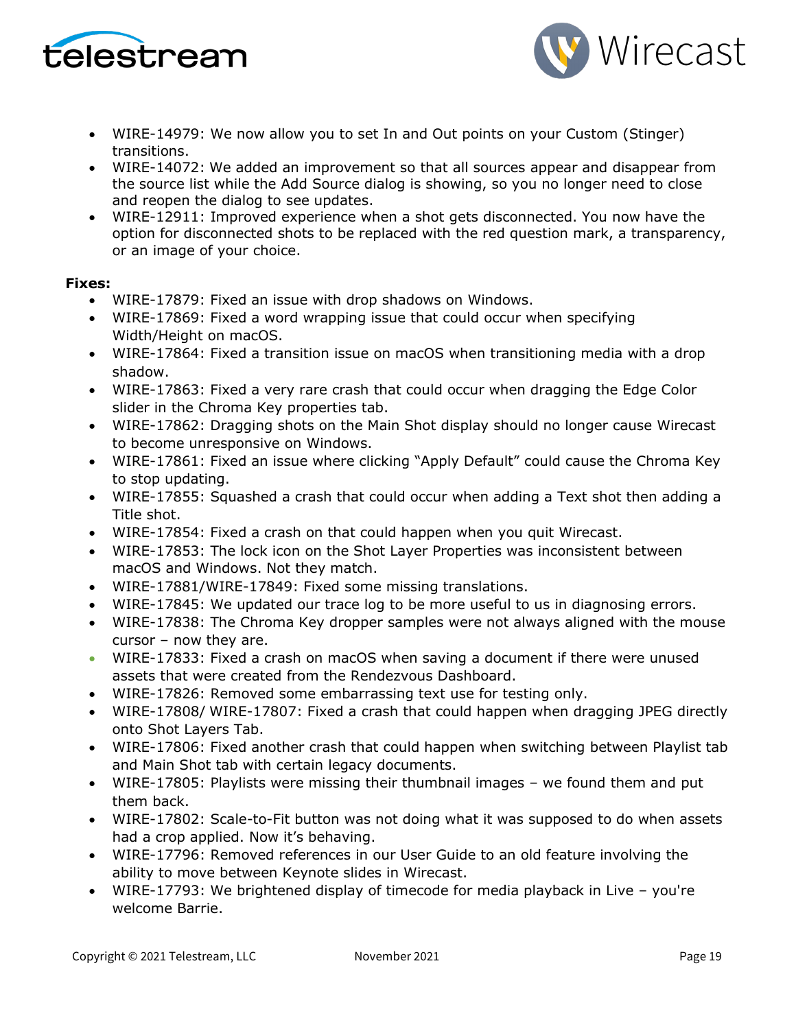- WIRE-14979: We now allow you to set In and Out points on your Custom (Stinger) transitions.
- WIRE-14072: We added an improvement so that all sources appear and disappear from the source list while the Add Source dialog is showing, so you no longer need to close and reopen the dialog to see updates.
- WIRE-12911: Improved experience when a shot gets disconnected. You now have the option for disconnected shots to be replaced with the red question mark, a transparency, or an image of your choice.

**Fixes:**

- WIRE-17879: Fixed an issue with drop shadows on Windows.
- WIRE-17869: Fixed a word wrapping issue that could occur when specifying Width/Height on macOS.
- WIRE-17864: Fixed a transition issue on macOS when transitioning media with a drop shadow.
- WIRE-17863: Fixed a very rare crash that could occur when dragging the Edge Color slider in the Chroma Key properties tab.
- WIRE-17862: Dragging shots on the Main Shot display should no longer cause Wirecast to become unresponsive on Windows.
- WIRE-17861: Fixed an issue where clicking "Apply Default" could cause the Chroma Key to stop updating.
- WIRE-17855: Squashed a crash that could occur when adding a Text shot then adding a Title shot.
- WIRE-17854: Fixed a crash on that could happen when you quit Wirecast.
- WIRE-17853: The lock icon on the Shot Layer Properties was inconsistent between macOS and Windows. Not they match.
- WIRE-17881/WIRE-17849: Fixed some missing translations.
- WIRE-17845: We updated our trace log to be more useful to us in diagnosing errors.
- WIRE-17838: The Chroma Key dropper samples were not always aligned with the mouse cursor – now they are.
- WIRE-17833: Fixed a crash on macOS when saving a document if there were unused assets that were created from the Rendezvous Dashboard.
- WIRE-17826: Removed some embarrassing text use for testing only.
- WIRE-17808/ WIRE-17807: Fixed a crash that could happen when dragging JPEG directly onto Shot Layers Tab.
- WIRE-17806: Fixed another crash that could happen when switching between Playlist tab and Main Shot tab with certain legacy documents.
- WIRE-17805: Playlists were missing their thumbnail images – we found them and put them back.
- WIRE-17802: Scale-to-Fit button was not doing what it was supposed to do when assets had a crop applied. Now it's behaving.
- WIRE-17796: Removed references in our User Guide to an old feature involving the ability to move between Keynote slides in Wirecast.
- WIRE-17793: We brightened display of timecode for media playback in Live – you're welcome Barrie.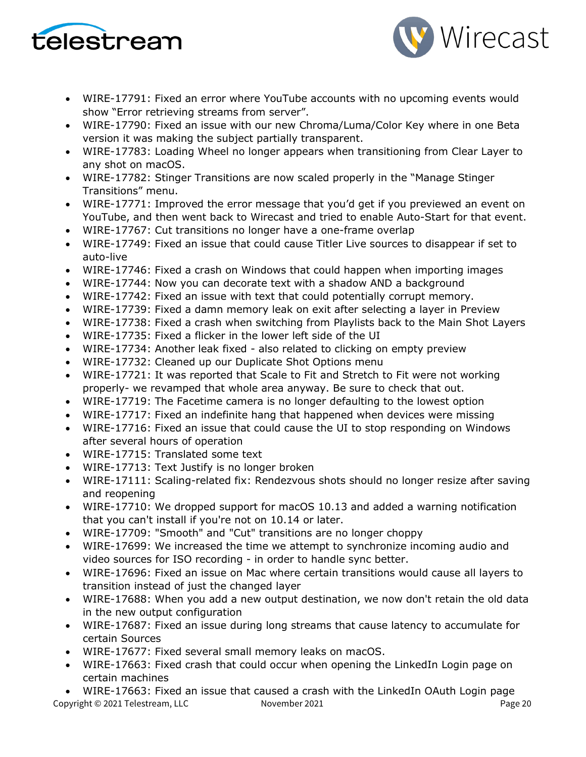- WIRE-17791: Fixed an error where YouTube accounts with no upcoming events would show "Error retrieving streams from server".
- WIRE-17790: Fixed an issue with our new Chroma/Luma/Color Key where in one Beta version it was making the subject partially transparent.
- WIRE-17783: Loading Wheel no longer appears when transitioning from Clear Layer to any shot on macOS.
- WIRE-17782: Stinger Transitions are now scaled properly in the "Manage Stinger Transitions" menu.
- WIRE-17771: Improved the error message that you'd get if you previewed an event on YouTube, and then went back to Wirecast and tried to enable Auto-Start for that event.
- WIRE-17767: Cut transitions no longer have a one-frame overlap
- WIRE-17749: Fixed an issue that could cause Titler Live sources to disappear if set to auto-live
- WIRE-17746: Fixed a crash on Windows that could happen when importing images
- WIRE-17744: Now you can decorate text with a shadow AND a background
- WIRE-17742: Fixed an issue with text that could potentially corrupt memory.
- WIRE-17739: Fixed a damn memory leak on exit after selecting a layer in Preview
- WIRE-17738: Fixed a crash when switching from Playlists back to the Main Shot Layers
- WIRE-17735: Fixed a flicker in the lower left side of the UI
- WIRE-17734: Another leak fixed - also related to clicking on empty preview
- WIRE-17732: Cleaned up our Duplicate Shot Options menu
- WIRE-17721: It was reported that Scale to Fit and Stretch to Fit were not working properly- we revamped that whole area anyway. Be sure to check that out.
- WIRE-17719: The Facetime camera is no longer defaulting to the lowest option
- WIRE-17717: Fixed an indefinite hang that happened when devices were missing
- WIRE-17716: Fixed an issue that could cause the UI to stop responding on Windows after several hours of operation
- WIRE-17715: Translated some text
- WIRE-17713: Text Justify is no longer broken
- WIRE-17111: Scaling-related fix: Rendezvous shots should no longer resize after saving and reopening
- WIRE-17710: We dropped support for macOS 10.13 and added a warning notification that you can't install if you're not on 10.14 or later.
- WIRE-17709: "Smooth" and "Cut" transitions are no longer choppy
- WIRE-17699: We increased the time we attempt to synchronize incoming audio and video sources for ISO recording - in order to handle sync better.
- WIRE-17696: Fixed an issue on Mac where certain transitions would cause all layers to transition instead of just the changed layer
- WIRE-17688: When you add a new output destination, we now don't retain the old data in the new output configuration
- WIRE-17687: Fixed an issue during long streams that cause latency to accumulate for certain Sources
- WIRE-17677: Fixed several small memory leaks on macOS.
- WIRE-17663: Fixed crash that could occur when opening the LinkedIn Login page on certain machines
- WIRE-17663: Fixed an issue that caused a crash with the LinkedIn OAuth Login page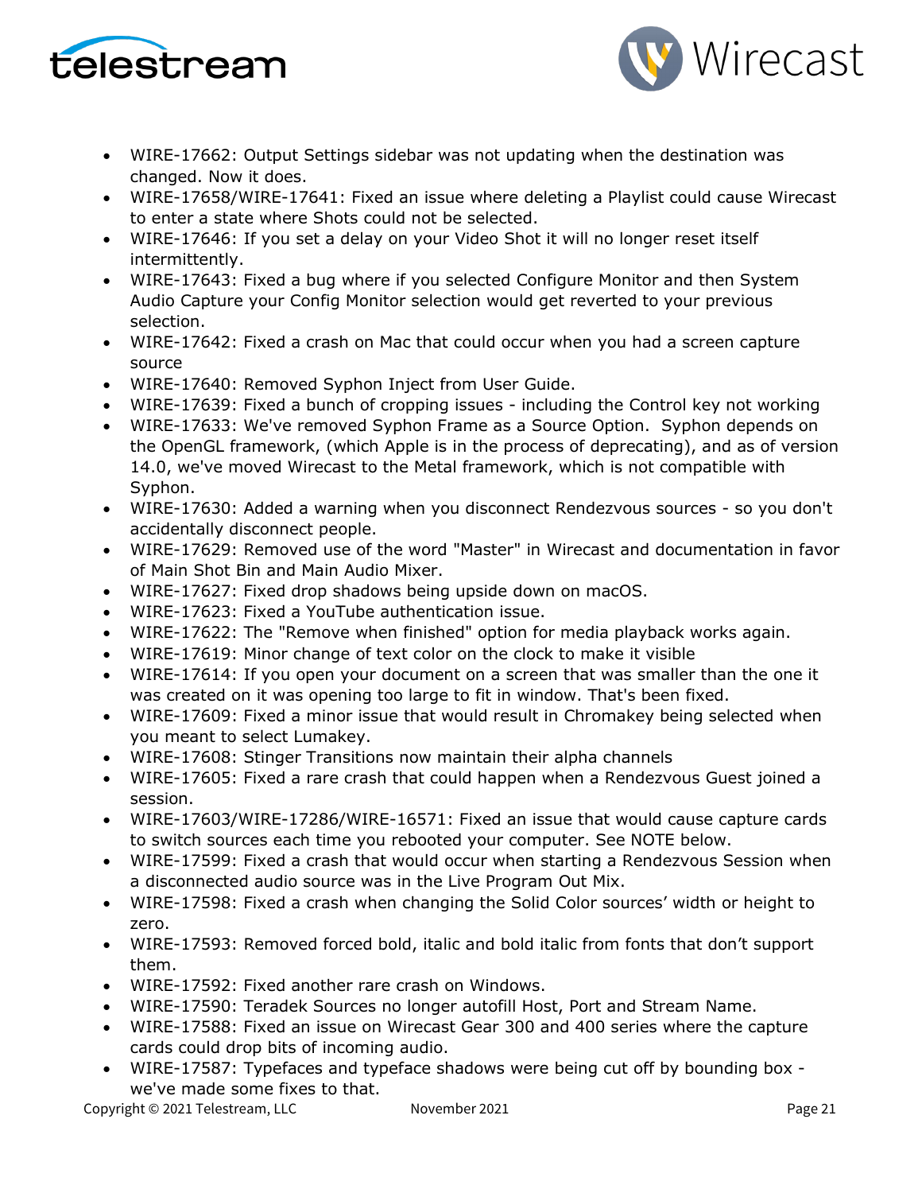- WIRE-17662: Output Settings sidebar was not updating when the destination was changed. Now it does.
- WIRE-17658/WIRE-17641: Fixed an issue where deleting a Playlist could cause Wirecast to enter a state where Shots could not be selected.
- WIRE-17646: If you set a delay on your Video Shot it will no longer reset itself intermittently.
- WIRE-17643: Fixed a bug where if you selected Configure Monitor and then System Audio Capture your Config Monitor selection would get reverted to your previous selection.
- WIRE-17642: Fixed a crash on Mac that could occur when you had a screen capture source
- WIRE-17640: Removed Syphon Inject from User Guide.
- WIRE-17639: Fixed a bunch of cropping issues - including the Control key not working
- WIRE-17633: We've removed Syphon Frame as a Source Option. Syphon depends on the OpenGL framework, (which Apple is in the process of deprecating), and as of version 14.0, we've moved Wirecast to the Metal framework, which is not compatible with Syphon.
- WIRE-17630: Added a warning when you disconnect Rendezvous sources - so you don't accidentally disconnect people.
- WIRE-17629: Removed use of the word "Master" in Wirecast and documentation in favor of Main Shot Bin and Main Audio Mixer.
- WIRE-17627: Fixed drop shadows being upside down on macOS.
- WIRE-17623: Fixed a YouTube authentication issue.
- WIRE-17622: The "Remove when finished" option for media playback works again.
- WIRE-17619: Minor change of text color on the clock to make it visible
- WIRE-17614: If you open your document on a screen that was smaller than the one it was created on it was opening too large to fit in window. That's been fixed.
- WIRE-17609: Fixed a minor issue that would result in Chromakey being selected when you meant to select Lumakey.
- WIRE-17608: Stinger Transitions now maintain their alpha channels
- WIRE-17605: Fixed a rare crash that could happen when a Rendezvous Guest joined a session.
- WIRE-17603/WIRE-17286/WIRE-16571: Fixed an issue that would cause capture cards to switch sources each time you rebooted your computer. See NOTE below.
- WIRE-17599: Fixed a crash that would occur when starting a Rendezvous Session when a disconnected audio source was in the Live Program Out Mix.
- WIRE-17598: Fixed a crash when changing the Solid Color sources' width or height to zero.
- WIRE-17593: Removed forced bold, italic and bold italic from fonts that don't support them.
- WIRE-17592: Fixed another rare crash on Windows.
- WIRE-17590: Teradek Sources no longer autofill Host, Port and Stream Name.
- WIRE-17588: Fixed an issue on Wirecast Gear 300 and 400 series where the capture cards could drop bits of incoming audio.
- WIRE-17587: Typefaces and typeface shadows were being cut off by bounding box - we've made some fixes to that.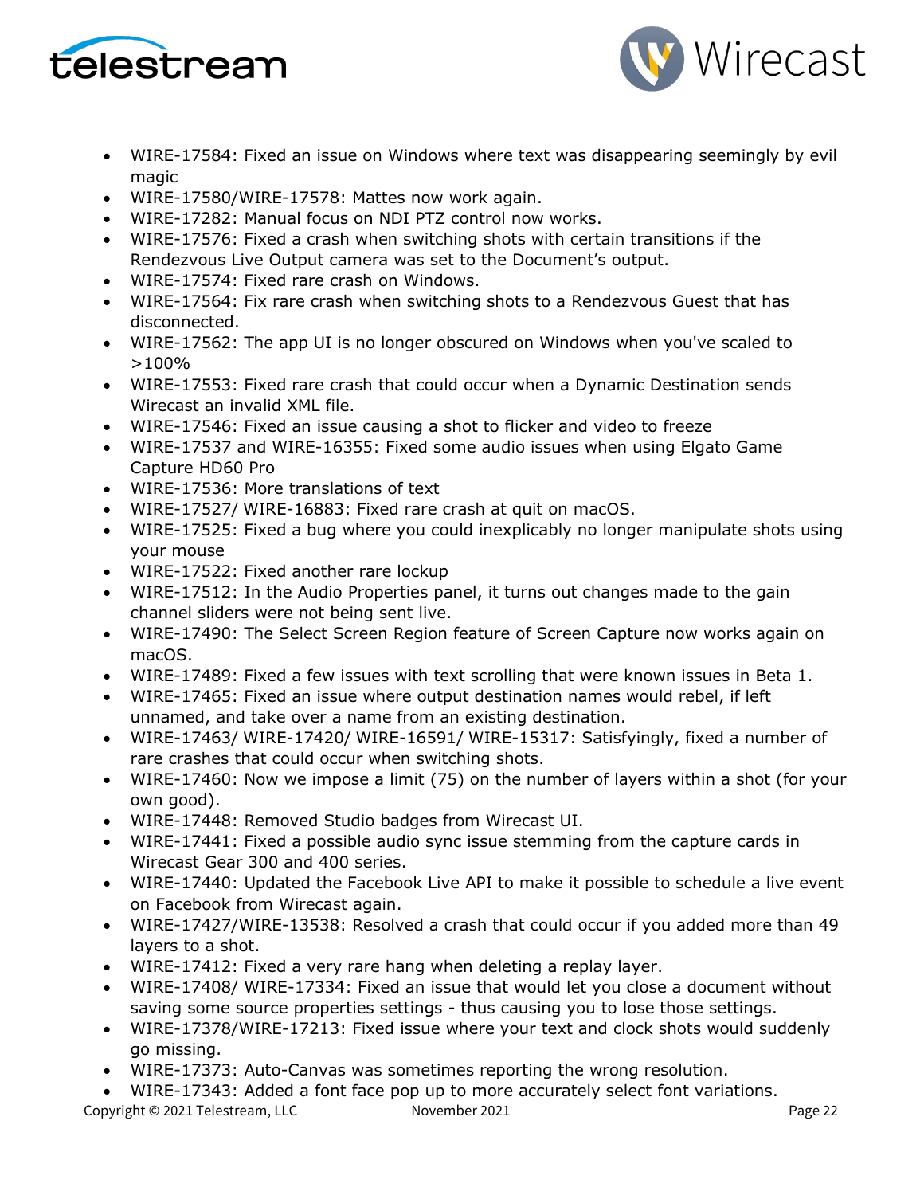- WIRE-17584: Fixed an issue on Windows where text was disappearing seemingly by evil magic
- WIRE-17580/WIRE-17578: Mattes now work again.
- WIRE-17282: Manual focus on NDI PTZ control now works.
- WIRE-17576: Fixed a crash when switching shots with certain transitions if the Rendezvous Live Output camera was set to the Document's output.
- WIRE-17574: Fixed rare crash on Windows.
- WIRE-17564: Fix rare crash when switching shots to a Rendezvous Guest that has disconnected.
- WIRE-17562: The app UI is no longer obscured on Windows when you've scaled to >100%
- WIRE-17553: Fixed rare crash that could occur when a Dynamic Destination sends Wirecast an invalid XML file.
- WIRE-17546: Fixed an issue causing a shot to flicker and video to freeze
- WIRE-17537 and WIRE-16355: Fixed some audio issues when using Elgato Game Capture HD60 Pro
- WIRE-17536: More translations of text
- WIRE-17527/ WIRE-16883: Fixed rare crash at quit on macOS.
- WIRE-17525: Fixed a bug where you could inexplicably no longer manipulate shots using your mouse
- WIRE-17522: Fixed another rare lockup
- WIRE-17512: In the Audio Properties panel, it turns out changes made to the gain channel sliders were not being sent live.
- WIRE-17490: The Select Screen Region feature of Screen Capture now works again on macOS.
- WIRE-17489: Fixed a few issues with text scrolling that were known issues in Beta 1.
- WIRE-17465: Fixed an issue where output destination names would rebel, if left unnamed, and take over a name from an existing destination.
- WIRE-17463/ WIRE-17420/ WIRE-16591/ WIRE-15317: Satisfyingly, fixed a number of rare crashes that could occur when switching shots.
- WIRE-17460: Now we impose a limit (75) on the number of layers within a shot (for your own good).
- WIRE-17448: Removed Studio badges from Wirecast UI.
- WIRE-17441: Fixed a possible audio sync issue stemming from the capture cards in Wirecast Gear 300 and 400 series.
- WIRE-17440: Updated the Facebook Live API to make it possible to schedule a live event on Facebook from Wirecast again.
- WIRE-17427/WIRE-13538: Resolved a crash that could occur if you added more than 49 layers to a shot.
- WIRE-17412: Fixed a very rare hang when deleting a replay layer.
- WIRE-17408/ WIRE-17334: Fixed an issue that would let you close a document without saving some source properties settings - thus causing you to lose those settings.
- WIRE-17378/WIRE-17213: Fixed issue where your text and clock shots would suddenly go missing.
- WIRE-17373: Auto-Canvas was sometimes reporting the wrong resolution.
- WIRE-17343: Added a font face pop up to more accurately select font variations.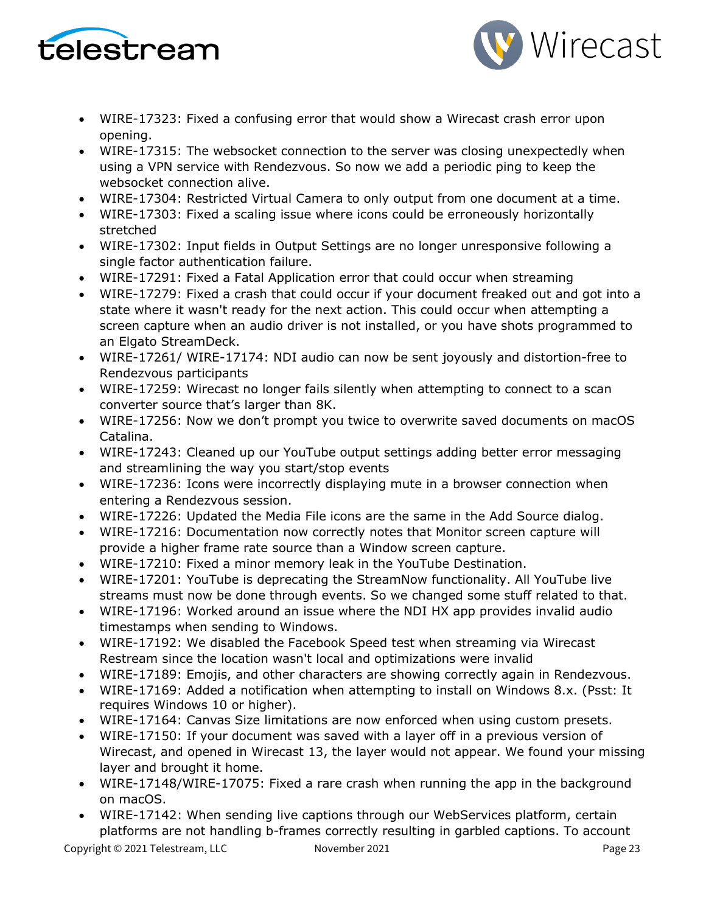- WIRE-17323: Fixed a confusing error that would show a Wirecast crash error upon opening.
- WIRE-17315: The websocket connection to the server was closing unexpectedly when using a VPN service with Rendezvous. So now we add a periodic ping to keep the websocket connection alive.
- WIRE-17304: Restricted Virtual Camera to only output from one document at a time.
- WIRE-17303: Fixed a scaling issue where icons could be erroneously horizontally stretched
- WIRE-17302: Input fields in Output Settings are no longer unresponsive following a single factor authentication failure.
- WIRE-17291: Fixed a Fatal Application error that could occur when streaming
- WIRE-17279: Fixed a crash that could occur if your document freaked out and got into a state where it wasn't ready for the next action. This could occur when attempting a screen capture when an audio driver is not installed, or you have shots programmed to an Elgato StreamDeck.
- WIRE-17261/ WIRE-17174: NDI audio can now be sent joyously and distortion-free to Rendezvous participants
- WIRE-17259: Wirecast no longer fails silently when attempting to connect to a scan converter source that's larger than 8K.
- WIRE-17256: Now we don't prompt you twice to overwrite saved documents on macOS Catalina.
- WIRE-17243: Cleaned up our YouTube output settings adding better error messaging and streamlining the way you start/stop events
- WIRE-17236: Icons were incorrectly displaying mute in a browser connection when entering a Rendezvous session.
- WIRE-17226: Updated the Media File icons are the same in the Add Source dialog.
- WIRE-17216: Documentation now correctly notes that Monitor screen capture will provide a higher frame rate source than a Window screen capture.
- WIRE-17210: Fixed a minor memory leak in the YouTube Destination.
- WIRE-17201: YouTube is deprecating the StreamNow functionality. All YouTube live streams must now be done through events. So we changed some stuff related to that.
- WIRE-17196: Worked around an issue where the NDI HX app provides invalid audio timestamps when sending to Windows.
- WIRE-17192: We disabled the Facebook Speed test when streaming via Wirecast Restream since the location wasn't local and optimizations were invalid
- WIRE-17189: Emojis, and other characters are showing correctly again in Rendezvous.
- WIRE-17169: Added a notification when attempting to install on Windows 8.x. (Psst: It requires Windows 10 or higher).
- WIRE-17164: Canvas Size limitations are now enforced when using custom presets.
- WIRE-17150: If your document was saved with a layer off in a previous version of Wirecast, and opened in Wirecast 13, the layer would not appear. We found your missing layer and brought it home.
- WIRE-17148/WIRE-17075: Fixed a rare crash when running the app in the background on macOS.
- WIRE-17142: When sending live captions through our WebServices platform, certain platforms are not handling b-frames correctly resulting in garbled captions. To account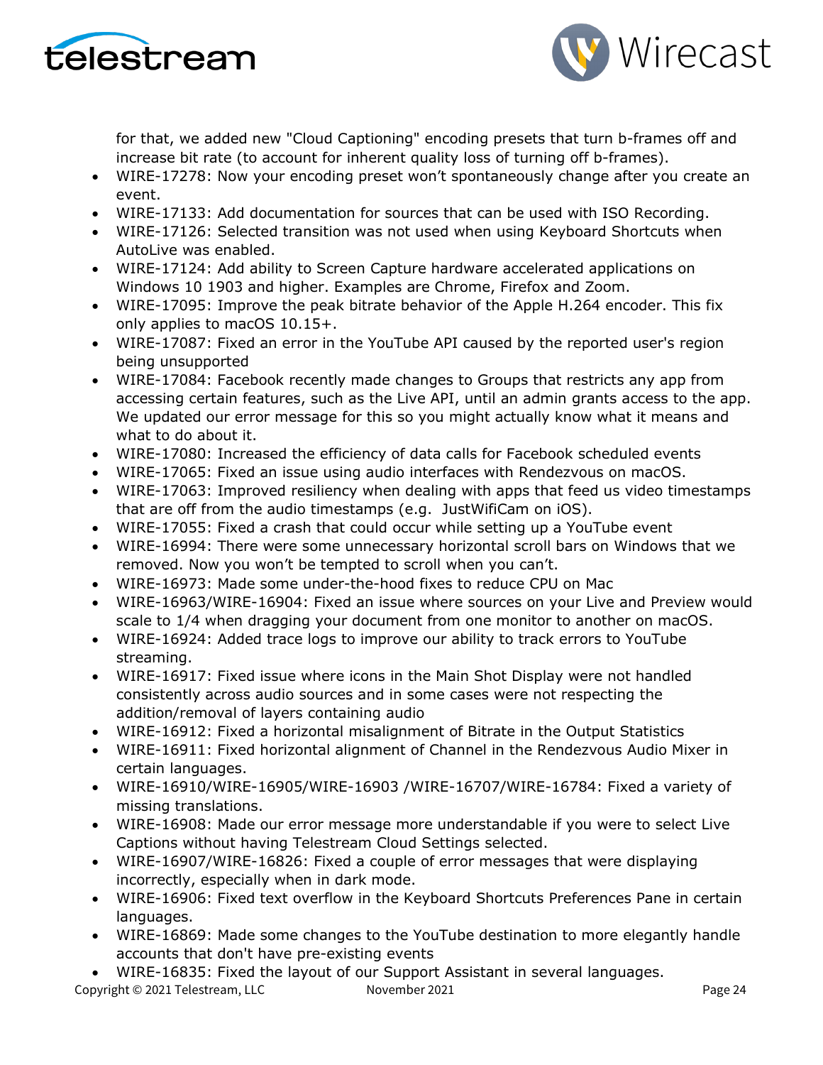for that, we added new "Cloud Captioning" encoding presets that turn b-frames off and increase bit rate (to account for inherent quality loss of turning off b-frames).

- WIRE-17278: Now your encoding preset won't spontaneously change after you create an event.
- WIRE-17133: Add documentation for sources that can be used with ISO Recording.
- WIRE-17126: Selected transition was not used when using Keyboard Shortcuts when AutoLive was enabled.
- WIRE-17124: Add ability to Screen Capture hardware accelerated applications on Windows 10 1903 and higher. Examples are Chrome, Firefox and Zoom.
- WIRE-17095: Improve the peak bitrate behavior of the Apple H.264 encoder. This fix only applies to macOS 10.15+.
- WIRE-17087: Fixed an error in the YouTube API caused by the reported user's region being unsupported
- WIRE-17084: Facebook recently made changes to Groups that restricts any app from accessing certain features, such as the Live API, until an admin grants access to the app. We updated our error message for this so you might actually know what it means and what to do about it.
- WIRE-17080: Increased the efficiency of data calls for Facebook scheduled events
- WIRE-17065: Fixed an issue using audio interfaces with Rendezvous on macOS.
- WIRE-17063: Improved resiliency when dealing with apps that feed us video timestamps that are off from the audio timestamps (e.g. JustWifiCam on iOS).
- WIRE-17055: Fixed a crash that could occur while setting up a YouTube event
- WIRE-16994: There were some unnecessary horizontal scroll bars on Windows that we removed. Now you won't be tempted to scroll when you can't.
- WIRE-16973: Made some under-the-hood fixes to reduce CPU on Mac
- WIRE-16963/WIRE-16904: Fixed an issue where sources on your Live and Preview would scale to 1/4 when dragging your document from one monitor to another on macOS.
- WIRE-16924: Added trace logs to improve our ability to track errors to YouTube streaming.
- WIRE-16917: Fixed issue where icons in the Main Shot Display were not handled consistently across audio sources and in some cases were not respecting the addition/removal of layers containing audio
- WIRE-16912: Fixed a horizontal misalignment of Bitrate in the Output Statistics
- WIRE-16911: Fixed horizontal alignment of Channel in the Rendezvous Audio Mixer in certain languages.
- WIRE-16910/WIRE-16905/WIRE-16903 /WIRE-16707/WIRE-16784: Fixed a variety of missing translations.
- WIRE-16908: Made our error message more understandable if you were to select Live Captions without having Telestream Cloud Settings selected.
- WIRE-16907/WIRE-16826: Fixed a couple of error messages that were displaying incorrectly, especially when in dark mode.
- WIRE-16906: Fixed text overflow in the Keyboard Shortcuts Preferences Pane in certain languages.
- WIRE-16869: Made some changes to the YouTube destination to more elegantly handle accounts that don't have pre-existing events
- WIRE-16835: Fixed the layout of our Support Assistant in several languages.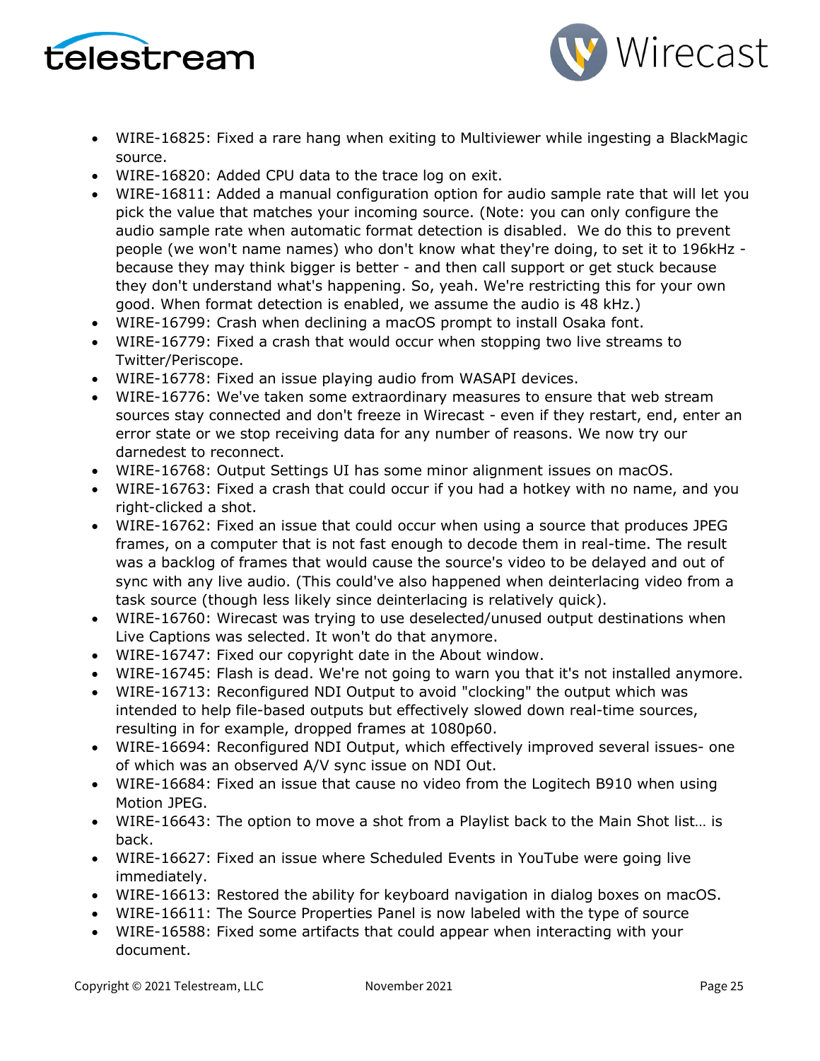- WIRE-16825: Fixed a rare hang when exiting to Multiviewer while ingesting a BlackMagic source.
- WIRE-16820: Added CPU data to the trace log on exit.
- WIRE-16811: Added a manual configuration option for audio sample rate that will let you pick the value that matches your incoming source. (Note: you can only configure the audio sample rate when automatic format detection is disabled. We do this to prevent people (we won't name names) who don't know what they're doing, to set it to 196kHz - because they may think bigger is better - and then call support or get stuck because they don't understand what's happening. So, yeah. We're restricting this for your own good. When format detection is enabled, we assume the audio is 48 kHz.)
- WIRE-16799: Crash when declining a macOS prompt to install Osaka font.
- WIRE-16779: Fixed a crash that would occur when stopping two live streams to Twitter/Periscope.
- WIRE-16778: Fixed an issue playing audio from WASAPI devices.
- WIRE-16776: We've taken some extraordinary measures to ensure that web stream sources stay connected and don't freeze in Wirecast - even if they restart, end, enter an error state or we stop receiving data for any number of reasons. We now try our darnedest to reconnect.
- WIRE-16768: Output Settings UI has some minor alignment issues on macOS.
- WIRE-16763: Fixed a crash that could occur if you had a hotkey with no name, and you right-clicked a shot.
- WIRE-16762: Fixed an issue that could occur when using a source that produces JPEG frames, on a computer that is not fast enough to decode them in real-time. The result was a backlog of frames that would cause the source's video to be delayed and out of sync with any live audio. (This could've also happened when deinterlacing video from a task source (though less likely since deinterlacing is relatively quick).
- WIRE-16760: Wirecast was trying to use deselected/unused output destinations when Live Captions was selected. It won't do that anymore.
- WIRE-16747: Fixed our copyright date in the About window.
- WIRE-16745: Flash is dead. We're not going to warn you that it's not installed anymore.
- WIRE-16713: Reconfigured NDI Output to avoid "clocking" the output which was intended to help file-based outputs but effectively slowed down real-time sources, resulting in for example, dropped frames at 1080p60.
- WIRE-16694: Reconfigured NDI Output, which effectively improved several issues- one of which was an observed A/V sync issue on NDI Out.
- WIRE-16684: Fixed an issue that cause no video from the Logitech B910 when using Motion JPEG.
- WIRE-16643: The option to move a shot from a Playlist back to the Main Shot list… is back.
- WIRE-16627: Fixed an issue where Scheduled Events in YouTube were going live immediately.
- WIRE-16613: Restored the ability for keyboard navigation in dialog boxes on macOS.
- WIRE-16611: The Source Properties Panel is now labeled with the type of source
- WIRE-16588: Fixed some artifacts that could appear when interacting with your document.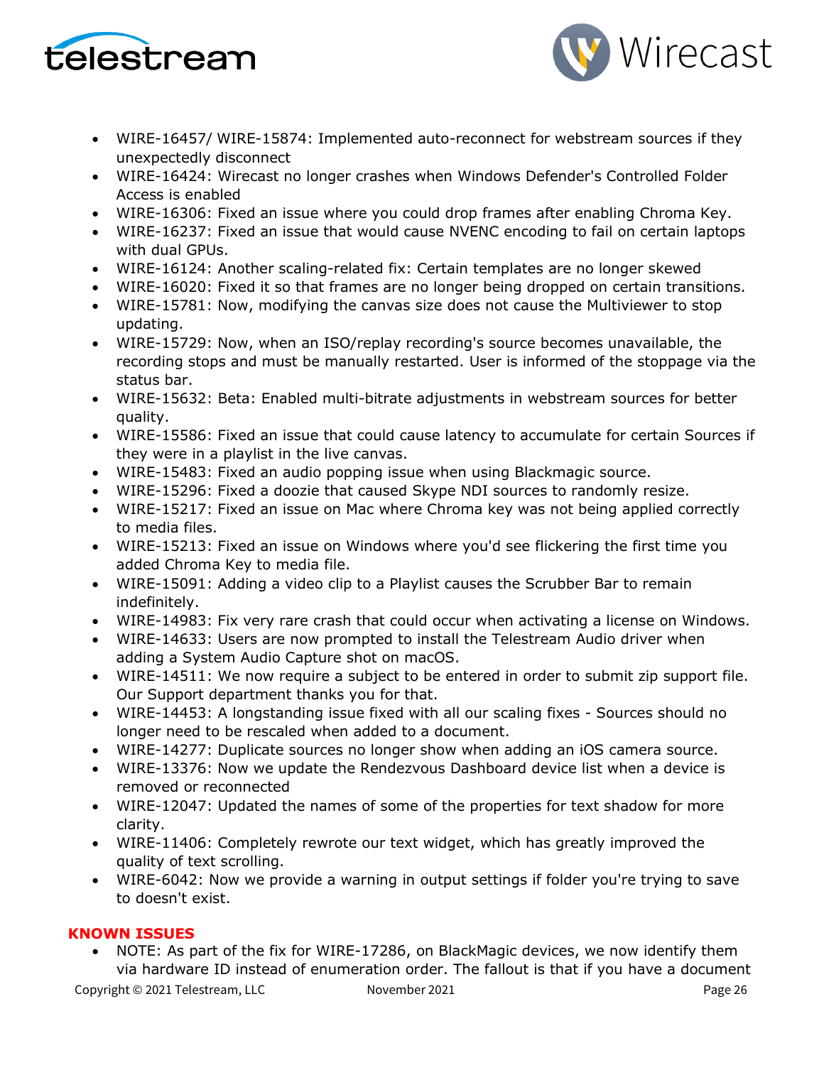- WIRE-16457/ WIRE-15874: Implemented auto-reconnect for webstream sources if they unexpectedly disconnect
- WIRE-16424: Wirecast no longer crashes when Windows Defender's Controlled Folder Access is enabled
- WIRE-16306: Fixed an issue where you could drop frames after enabling Chroma Key.
- WIRE-16237: Fixed an issue that would cause NVENC encoding to fail on certain laptops with dual GPUs.
- WIRE-16124: Another scaling-related fix: Certain templates are no longer skewed
- WIRE-16020: Fixed it so that frames are no longer being dropped on certain transitions.
- WIRE-15781: Now, modifying the canvas size does not cause the Multiviewer to stop updating.
- WIRE-15729: Now, when an ISO/replay recording's source becomes unavailable, the recording stops and must be manually restarted. User is informed of the stoppage via the status bar.
- WIRE-15632: Beta: Enabled multi-bitrate adjustments in webstream sources for better quality.
- WIRE-15586: Fixed an issue that could cause latency to accumulate for certain Sources if they were in a playlist in the live canvas.
- WIRE-15483: Fixed an audio popping issue when using Blackmagic source.
- WIRE-15296: Fixed a doozie that caused Skype NDI sources to randomly resize.
- WIRE-15217: Fixed an issue on Mac where Chroma key was not being applied correctly to media files.
- WIRE-15213: Fixed an issue on Windows where you'd see flickering the first time you added Chroma Key to media file.
- WIRE-15091: Adding a video clip to a Playlist causes the Scrubber Bar to remain indefinitely.
- WIRE-14983: Fix very rare crash that could occur when activating a license on Windows.
- WIRE-14633: Users are now prompted to install the Telestream Audio driver when adding a System Audio Capture shot on macOS.
- WIRE-14511: We now require a subject to be entered in order to submit zip support file. Our Support department thanks you for that.
- WIRE-14453: A longstanding issue fixed with all our scaling fixes - Sources should no longer need to be rescaled when added to a document.
- WIRE-14277: Duplicate sources no longer show when adding an iOS camera source.
- WIRE-13376: Now we update the Rendezvous Dashboard device list when a device is removed or reconnected
- WIRE-12047: Updated the names of some of the properties for text shadow for more clarity.
- WIRE-11406: Completely rewrote our text widget, which has greatly improved the quality of text scrolling.
- WIRE-6042: Now we provide a warning in output settings if folder you're trying to save to doesn't exist.

**KNOWN ISSUES**

- NOTE: As part of the fix for WIRE-17286, on BlackMagic devices, we now identify them via hardware ID instead of enumeration order. The fallout is that if you have a document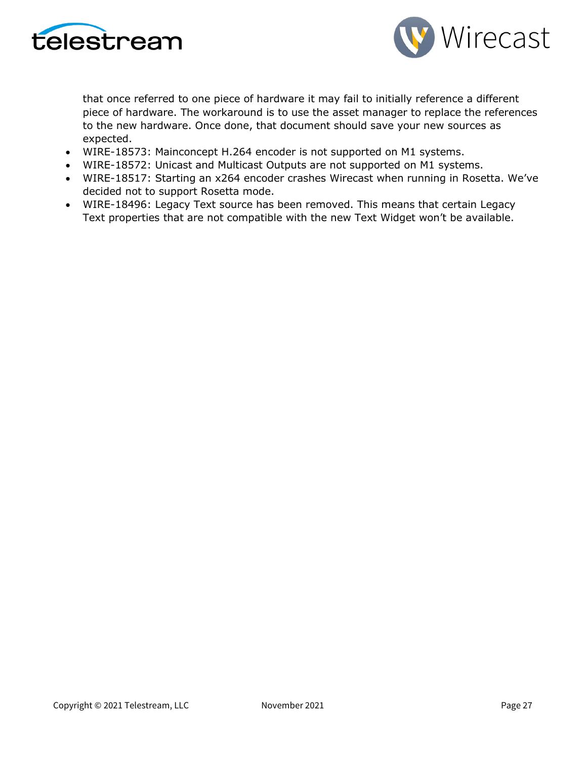that once referred to one piece of hardware it may fail to initially reference a different piece of hardware. The workaround is to use the asset manager to replace the references to the new hardware. Once done, that document should save your new sources as expected.

- WIRE-18573: Mainconcept H.264 encoder is not supported on M1 systems.
- WIRE-18572: Unicast and Multicast Outputs are not supported on M1 systems.
- WIRE-18517: Starting an x264 encoder crashes Wirecast when running in Rosetta. We've decided not to support Rosetta mode.
- WIRE-18496: Legacy Text source has been removed. This means that certain Legacy Text properties that are not compatible with the new Text Widget won't be available.